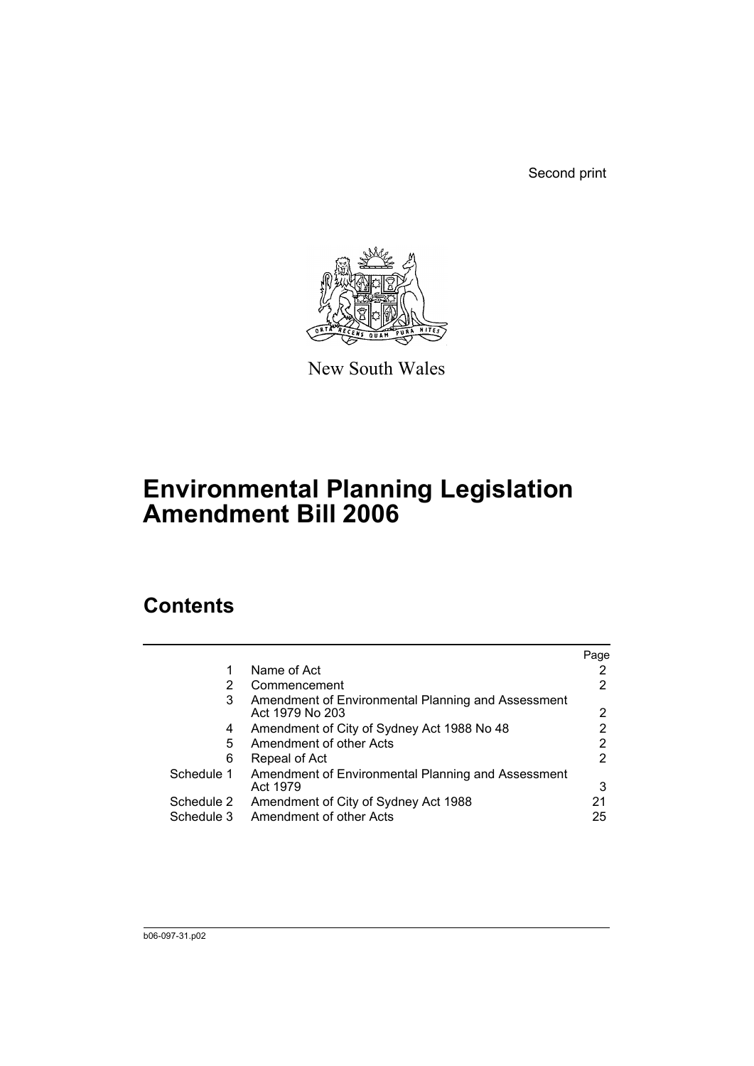Second print

New South Wales

# Environmental Planning Legislation Amendment Bill 2006

## Contents

| | | Page |
|---|---|---|
| 1 | Name of Act | 2 |
| 2 | Commencement | 2 |
| 3 | Amendment of Environmental Planning and Assessment Act 1979 No 203 | 2 |
| 4 | Amendment of City of Sydney Act 1988 No 48 | 2 |
| 5 | Amendment of other Acts | 2 |
| 6 | Repeal of Act | 2 |
| Schedule 1 | Amendment of Environmental Planning and Assessment Act 1979 | 3 |
| Schedule 2 | Amendment of City of Sydney Act 1988 | 21 |
| Schedule 3 | Amendment of other Acts | 25 |

b06-097-31.p02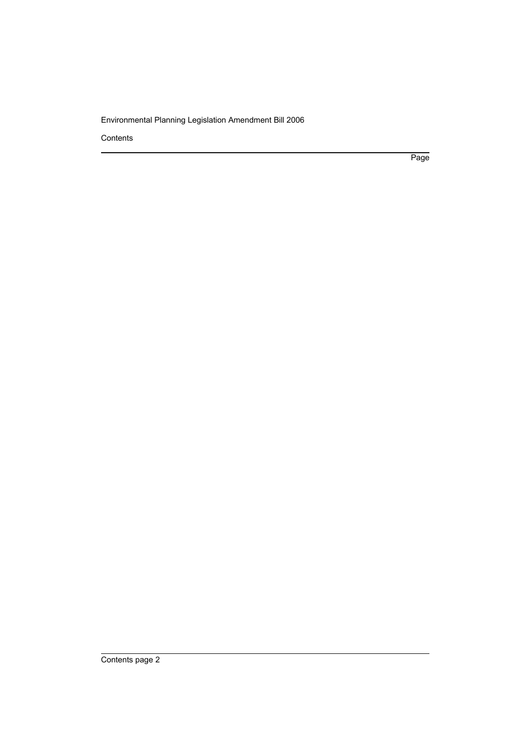Contents

Page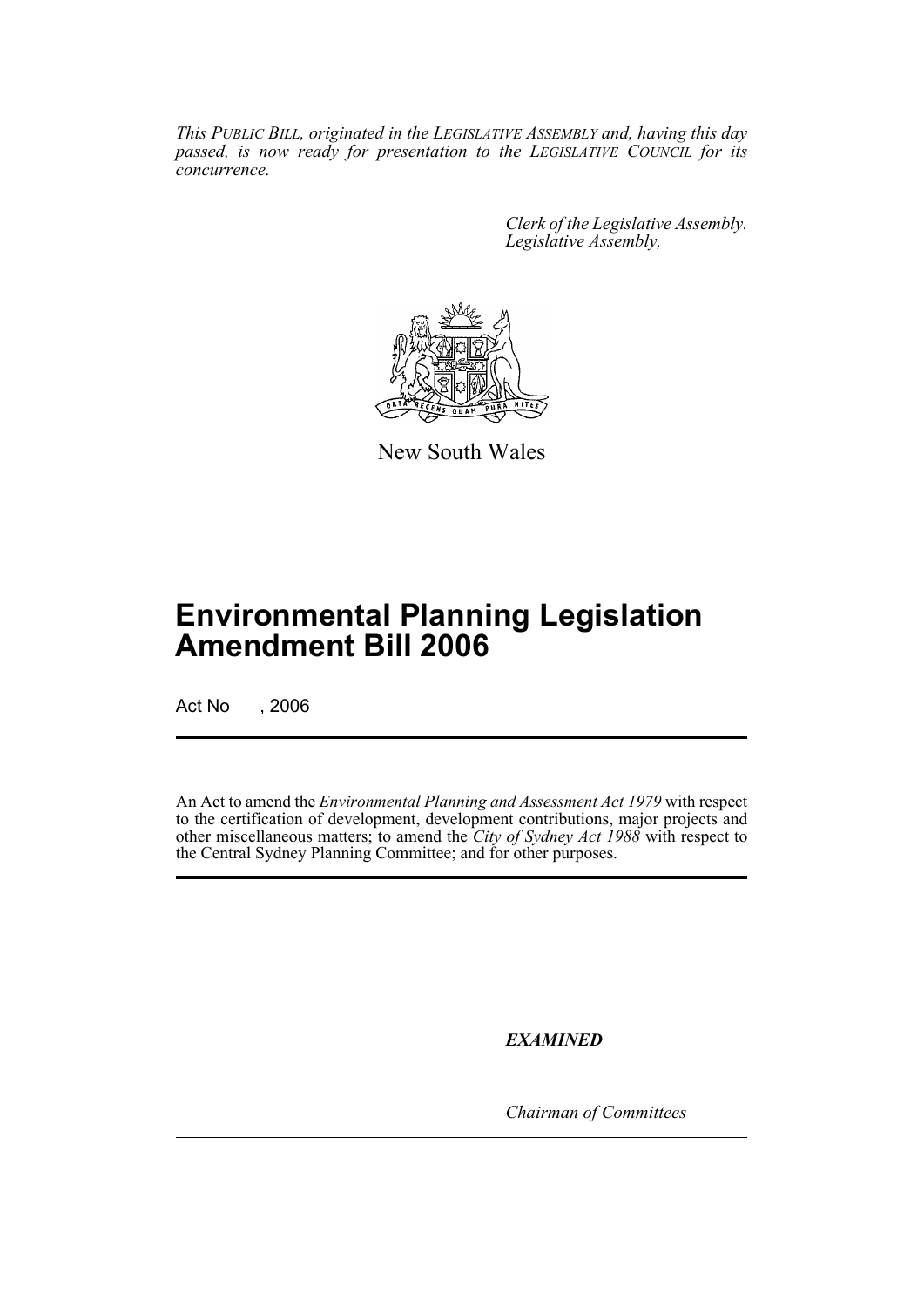*This PUBLIC BILL, originated in the LEGISLATIVE ASSEMBLY and, having this day passed, is now ready for presentation to the LEGISLATIVE COUNCIL for its concurrence.*

*Clerk of the Legislative Assembly.*
*Legislative Assembly,*

New South Wales

# Environmental Planning Legislation Amendment Bill 2006

Act No , 2006

An Act to amend the *Environmental Planning and Assessment Act 1979* with respect to the certification of development, development contributions, major projects and other miscellaneous matters; to amend the *City of Sydney Act 1988* with respect to the Central Sydney Planning Committee; and for other purposes.

***EXAMINED***

*Chairman of Committees*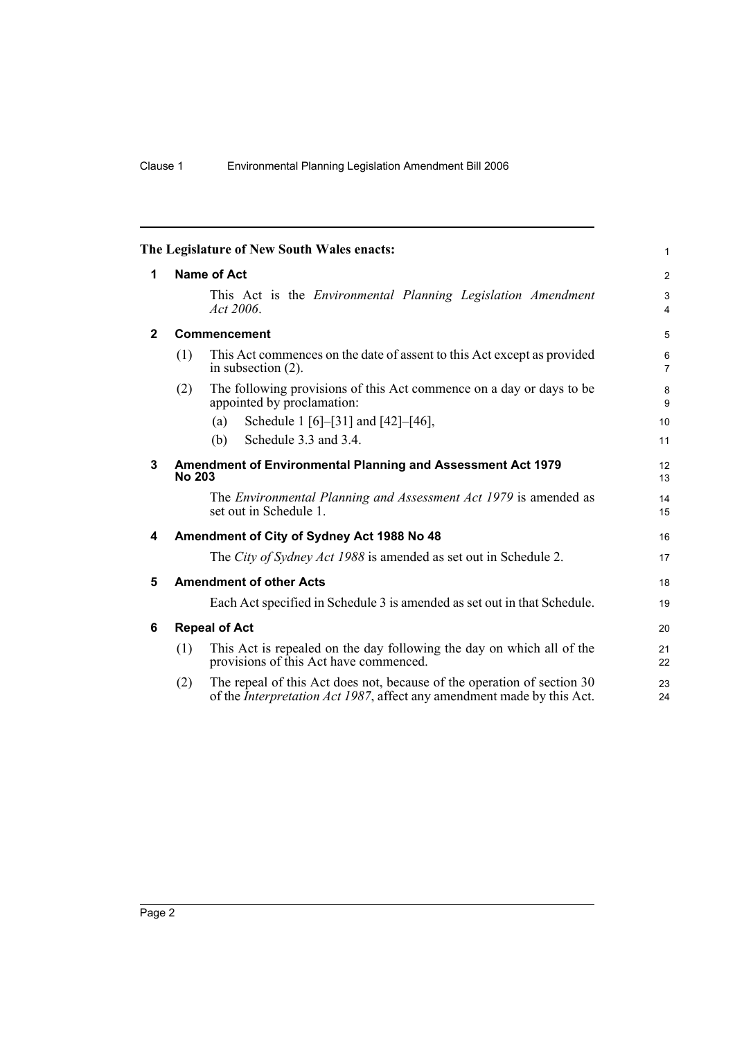**The Legislature of New South Wales enacts:**

## 1 Name of Act

This Act is the *Environmental Planning Legislation Amendment Act 2006*.

## 2 Commencement

(1) This Act commences on the date of assent to this Act except as provided in subsection (2).

(2) The following provisions of this Act commence on a day or days to be appointed by proclamation:

- (a) Schedule 1 [6]–[31] and [42]–[46],
- (b) Schedule 3.3 and 3.4.

## 3 Amendment of Environmental Planning and Assessment Act 1979 No 203

The *Environmental Planning and Assessment Act 1979* is amended as set out in Schedule 1.

## 4 Amendment of City of Sydney Act 1988 No 48

The *City of Sydney Act 1988* is amended as set out in Schedule 2.

## 5 Amendment of other Acts

Each Act specified in Schedule 3 is amended as set out in that Schedule.

## 6 Repeal of Act

(1) This Act is repealed on the day following the day on which all of the provisions of this Act have commenced.

(2) The repeal of this Act does not, because of the operation of section 30 of the *Interpretation Act 1987*, affect any amendment made by this Act.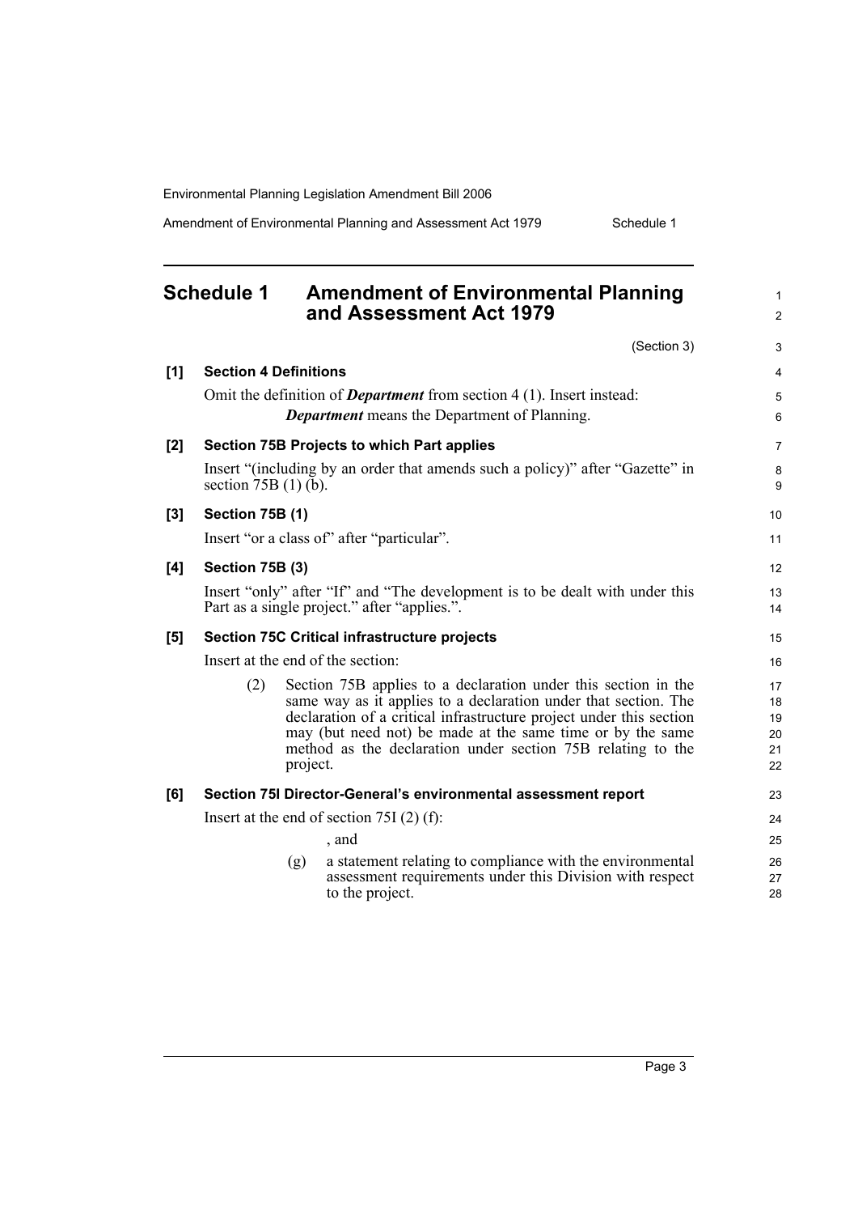# Schedule 1 Amendment of Environmental Planning and Assessment Act 1979

(Section 3)

**[1] Section 4 Definitions**

Omit the definition of ***Department*** from section 4 (1). Insert instead:

> ***Department*** means the Department of Planning.

**[2] Section 75B Projects to which Part applies**

Insert "(including by an order that amends such a policy)" after "Gazette" in section 75B (1) (b).

**[3] Section 75B (1)**

Insert "or a class of" after "particular".

**[4] Section 75B (3)**

Insert "only" after "If" and "The development is to be dealt with under this Part as a single project." after "applies.".

**[5] Section 75C Critical infrastructure projects**

Insert at the end of the section:

> (2) Section 75B applies to a declaration under this section in the same way as it applies to a declaration under that section. The declaration of a critical infrastructure project under this section may (but need not) be made at the same time or by the same method as the declaration under section 75B relating to the project.

**[6] Section 75I Director-General's environmental assessment report**

Insert at the end of section 75I (2) (f):

> , and
>
> (g) a statement relating to compliance with the environmental assessment requirements under this Division with respect to the project.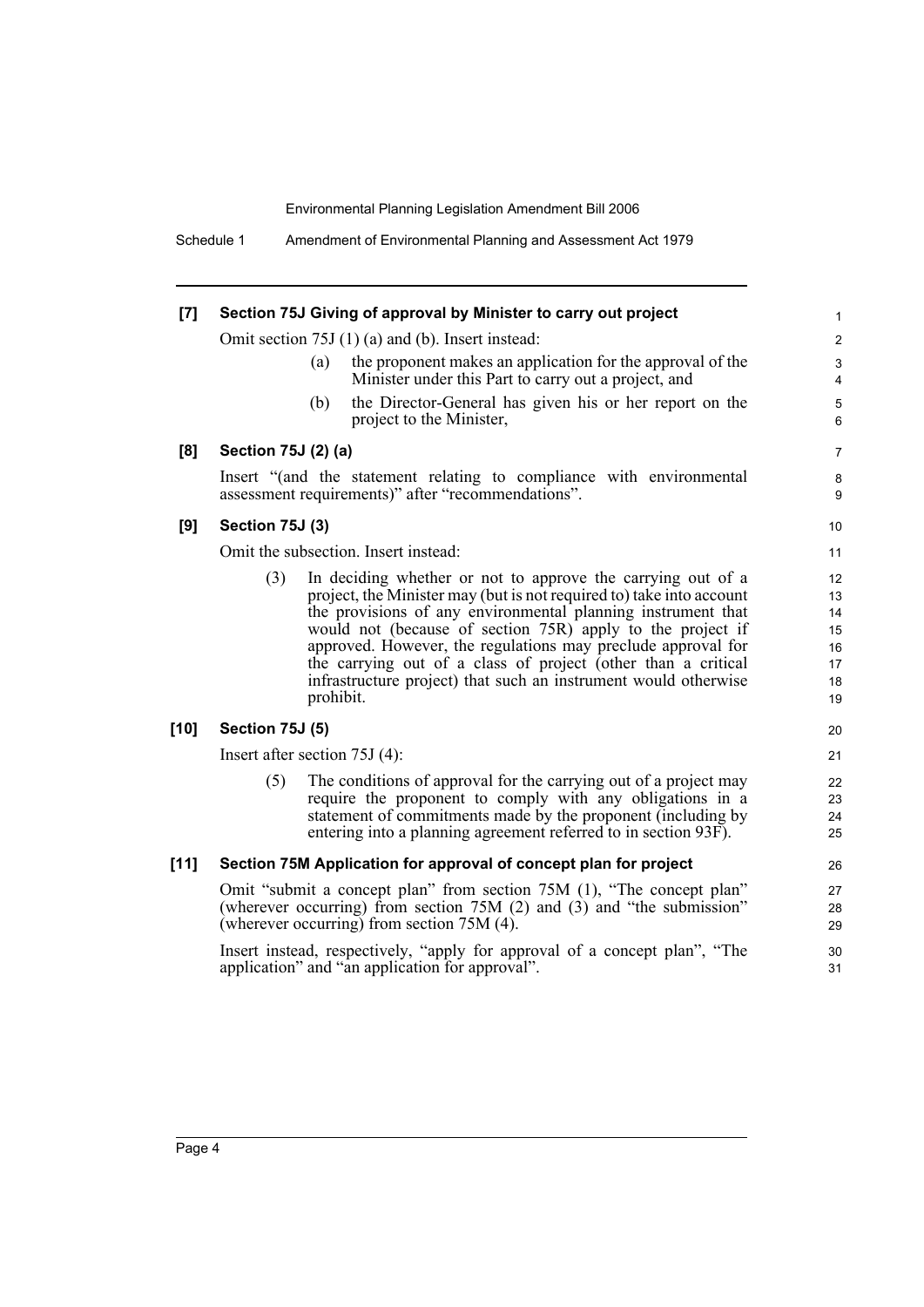**[7] Section 75J Giving of approval by Minister to carry out project**

Omit section 75J (1) (a) and (b). Insert instead:

(a) the proponent makes an application for the approval of the Minister under this Part to carry out a project, and

(b) the Director-General has given his or her report on the project to the Minister,

**[8] Section 75J (2) (a)**

Insert "(and the statement relating to compliance with environmental assessment requirements)" after "recommendations".

**[9] Section 75J (3)**

Omit the subsection. Insert instead:

(3) In deciding whether or not to approve the carrying out of a project, the Minister may (but is not required to) take into account the provisions of any environmental planning instrument that would not (because of section 75R) apply to the project if approved. However, the regulations may preclude approval for the carrying out of a class of project (other than a critical infrastructure project) that such an instrument would otherwise prohibit.

**[10] Section 75J (5)**

Insert after section 75J (4):

(5) The conditions of approval for the carrying out of a project may require the proponent to comply with any obligations in a statement of commitments made by the proponent (including by entering into a planning agreement referred to in section 93F).

**[11] Section 75M Application for approval of concept plan for project**

Omit "submit a concept plan" from section 75M (1), "The concept plan" (wherever occurring) from section 75M (2) and (3) and "the submission" (wherever occurring) from section 75M (4).

Insert instead, respectively, "apply for approval of a concept plan", "The application" and "an application for approval".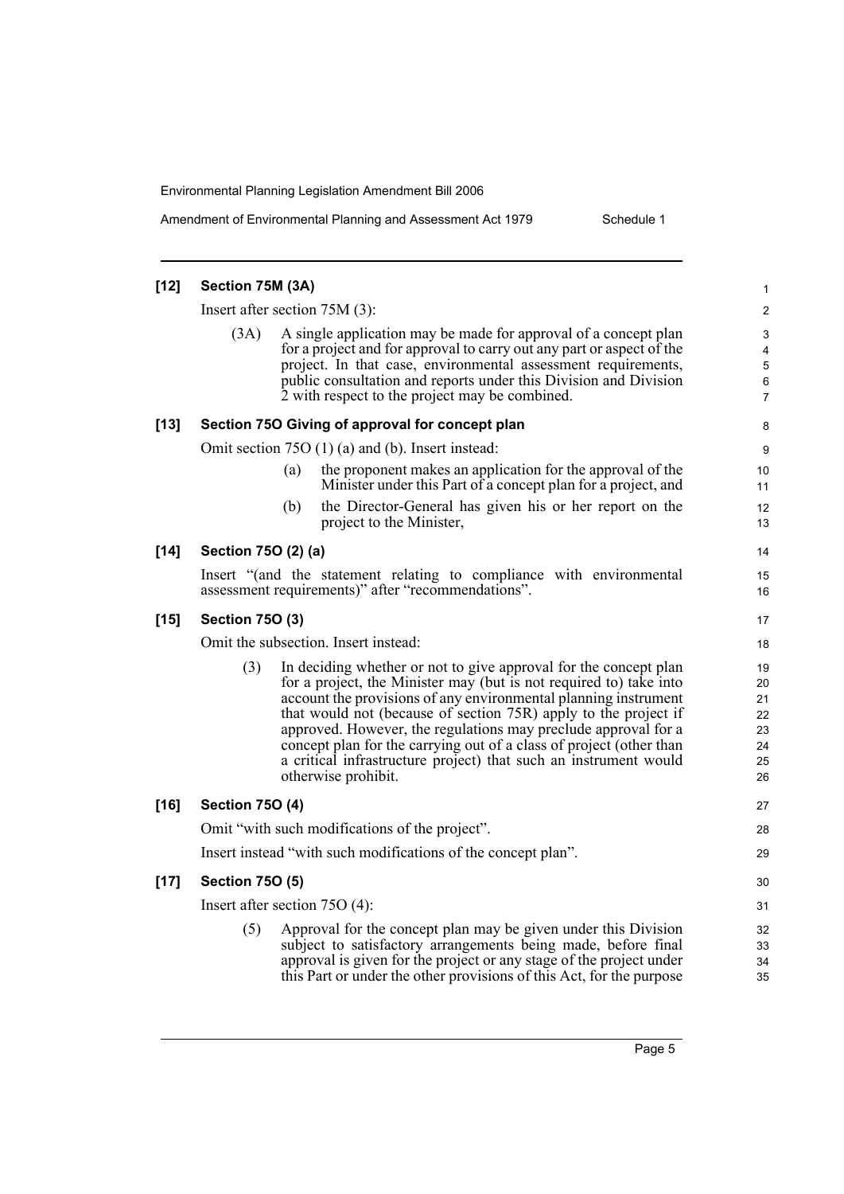**[12] Section 75M (3A)**

Insert after section 75M (3):

(3A) A single application may be made for approval of a concept plan for a project and for approval to carry out any part or aspect of the project. In that case, environmental assessment requirements, public consultation and reports under this Division and Division 2 with respect to the project may be combined.

**[13] Section 75O Giving of approval for concept plan**

Omit section 75O (1) (a) and (b). Insert instead:

(a) the proponent makes an application for the approval of the Minister under this Part of a concept plan for a project, and

(b) the Director-General has given his or her report on the project to the Minister,

**[14] Section 75O (2) (a)**

Insert "(and the statement relating to compliance with environmental assessment requirements)" after "recommendations".

**[15] Section 75O (3)**

Omit the subsection. Insert instead:

(3) In deciding whether or not to give approval for the concept plan for a project, the Minister may (but is not required to) take into account the provisions of any environmental planning instrument that would not (because of section 75R) apply to the project if approved. However, the regulations may preclude approval for a concept plan for the carrying out of a class of project (other than a critical infrastructure project) that such an instrument would otherwise prohibit.

**[16] Section 75O (4)**

Omit "with such modifications of the project".

Insert instead "with such modifications of the concept plan".

**[17] Section 75O (5)**

Insert after section 75O (4):

(5) Approval for the concept plan may be given under this Division subject to satisfactory arrangements being made, before final approval is given for the project or any stage of the project under this Part or under the other provisions of this Act, for the purpose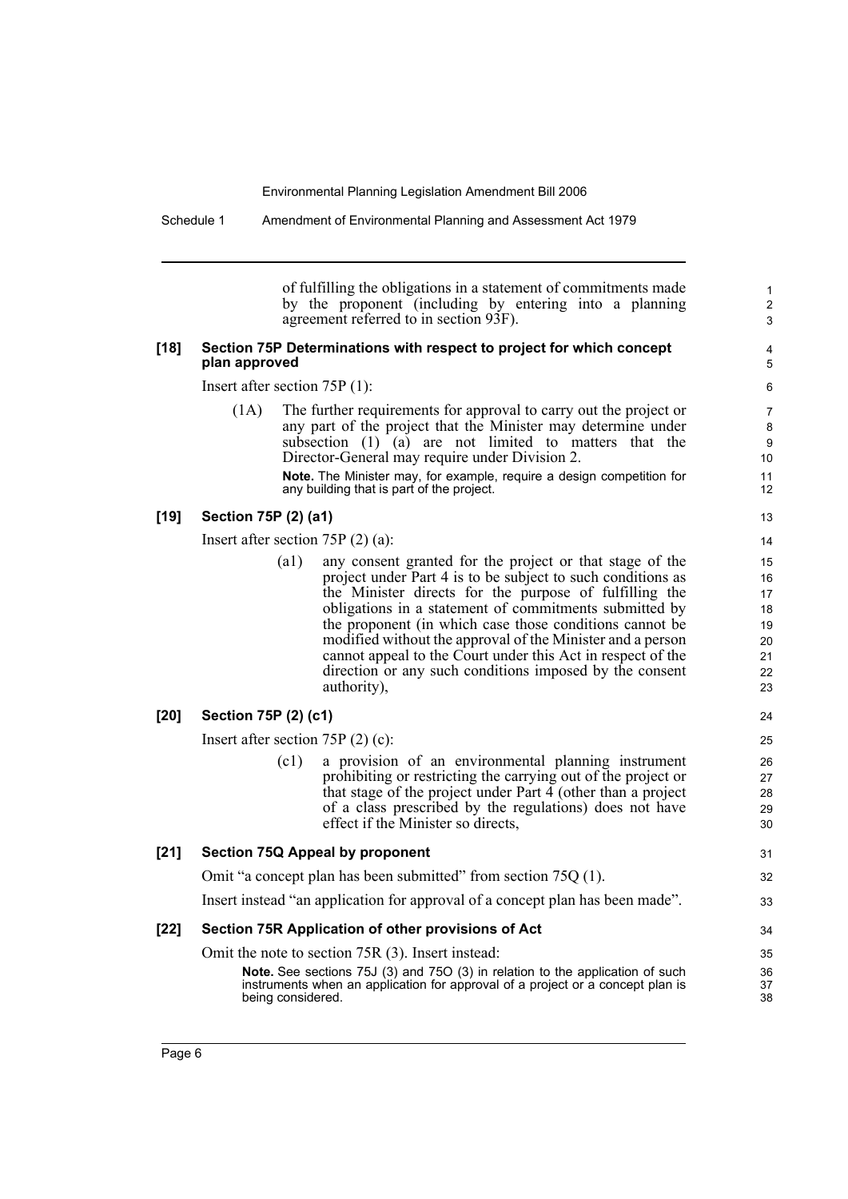of fulfilling the obligations in a statement of commitments made by the proponent (including by entering into a planning agreement referred to in section 93F).

**[18] Section 75P Determinations with respect to project for which concept plan approved**

Insert after section 75P (1):

(1A) The further requirements for approval to carry out the project or any part of the project that the Minister may determine under subsection (1) (a) are not limited to matters that the Director-General may require under Division 2.

**Note.** The Minister may, for example, require a design competition for any building that is part of the project.

**[19] Section 75P (2) (a1)**

Insert after section 75P (2) (a):

(a1) any consent granted for the project or that stage of the project under Part 4 is to be subject to such conditions as the Minister directs for the purpose of fulfilling the obligations in a statement of commitments submitted by the proponent (in which case those conditions cannot be modified without the approval of the Minister and a person cannot appeal to the Court under this Act in respect of the direction or any such conditions imposed by the consent authority),

**[20] Section 75P (2) (c1)**

Insert after section 75P (2) (c):

(c1) a provision of an environmental planning instrument prohibiting or restricting the carrying out of the project or that stage of the project under Part 4 (other than a project of a class prescribed by the regulations) does not have effect if the Minister so directs,

**[21] Section 75Q Appeal by proponent**

Omit "a concept plan has been submitted" from section 75Q (1).

Insert instead "an application for approval of a concept plan has been made".

**[22] Section 75R Application of other provisions of Act**

Omit the note to section 75R (3). Insert instead:

**Note.** See sections 75J (3) and 75O (3) in relation to the application of such instruments when an application for approval of a project or a concept plan is being considered.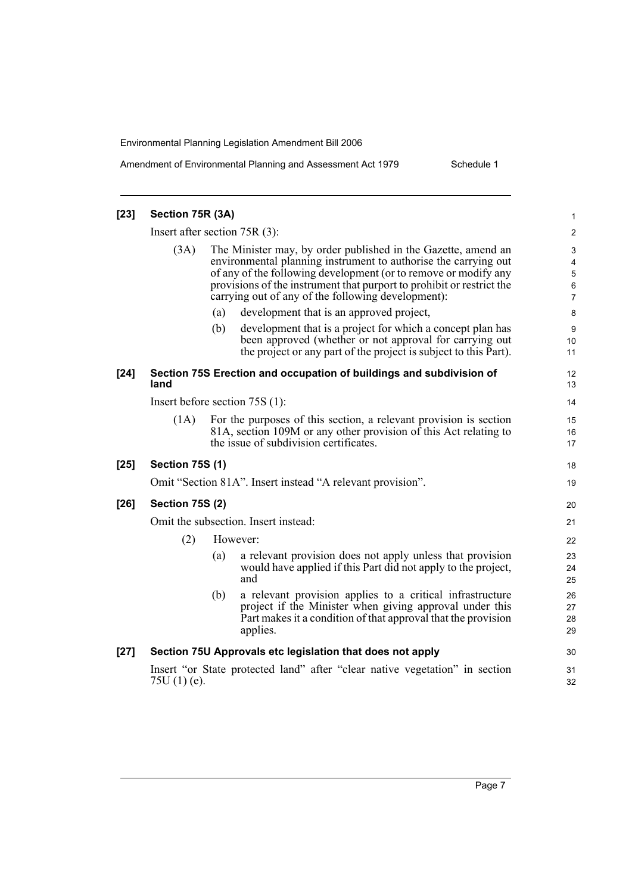**[23] Section 75R (3A)**

Insert after section 75R (3):

(3A) The Minister may, by order published in the Gazette, amend an environmental planning instrument to authorise the carrying out of any of the following development (or to remove or modify any provisions of the instrument that purport to prohibit or restrict the carrying out of any of the following development):

- (a) development that is an approved project,
- (b) development that is a project for which a concept plan has been approved (whether or not approval for carrying out the project or any part of the project is subject to this Part).

**[24] Section 75S Erection and occupation of buildings and subdivision of land**

Insert before section 75S (1):

(1A) For the purposes of this section, a relevant provision is section 81A, section 109M or any other provision of this Act relating to the issue of subdivision certificates.

**[25] Section 75S (1)**

Omit "Section 81A". Insert instead "A relevant provision".

**[26] Section 75S (2)**

Omit the subsection. Insert instead:

(2) However:

- (a) a relevant provision does not apply unless that provision would have applied if this Part did not apply to the project, and
- (b) a relevant provision applies to a critical infrastructure project if the Minister when giving approval under this Part makes it a condition of that approval that the provision applies.

**[27] Section 75U Approvals etc legislation that does not apply**

Insert "or State protected land" after "clear native vegetation" in section 75U (1) (e).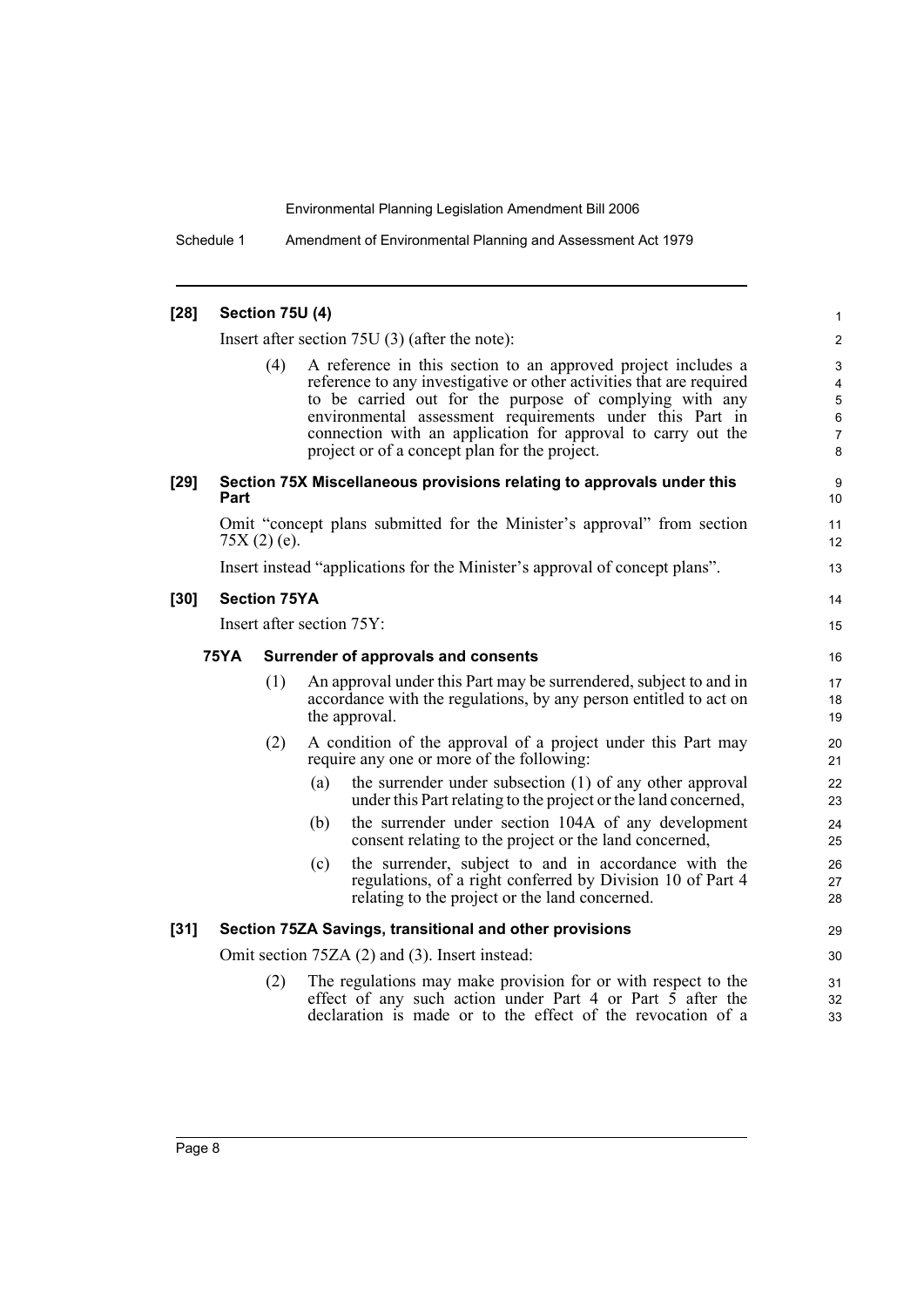**[28] Section 75U (4)**

Insert after section 75U (3) (after the note):

> (4) A reference in this section to an approved project includes a reference to any investigative or other activities that are required to be carried out for the purpose of complying with any environmental assessment requirements under this Part in connection with an application for approval to carry out the project or of a concept plan for the project.

**[29] Section 75X Miscellaneous provisions relating to approvals under this Part**

Omit "concept plans submitted for the Minister's approval" from section 75X (2) (e).

Insert instead "applications for the Minister's approval of concept plans".

**[30] Section 75YA**

Insert after section 75Y:

> **75YA Surrender of approvals and consents**
>
> (1) An approval under this Part may be surrendered, subject to and in accordance with the regulations, by any person entitled to act on the approval.
>
> (2) A condition of the approval of a project under this Part may require any one or more of the following:
>
> (a) the surrender under subsection (1) of any other approval under this Part relating to the project or the land concerned,
>
> (b) the surrender under section 104A of any development consent relating to the project or the land concerned,
>
> (c) the surrender, subject to and in accordance with the regulations, of a right conferred by Division 10 of Part 4 relating to the project or the land concerned.

**[31] Section 75ZA Savings, transitional and other provisions**

Omit section 75ZA (2) and (3). Insert instead:

> (2) The regulations may make provision for or with respect to the effect of any such action under Part 4 or Part 5 after the declaration is made or to the effect of the revocation of a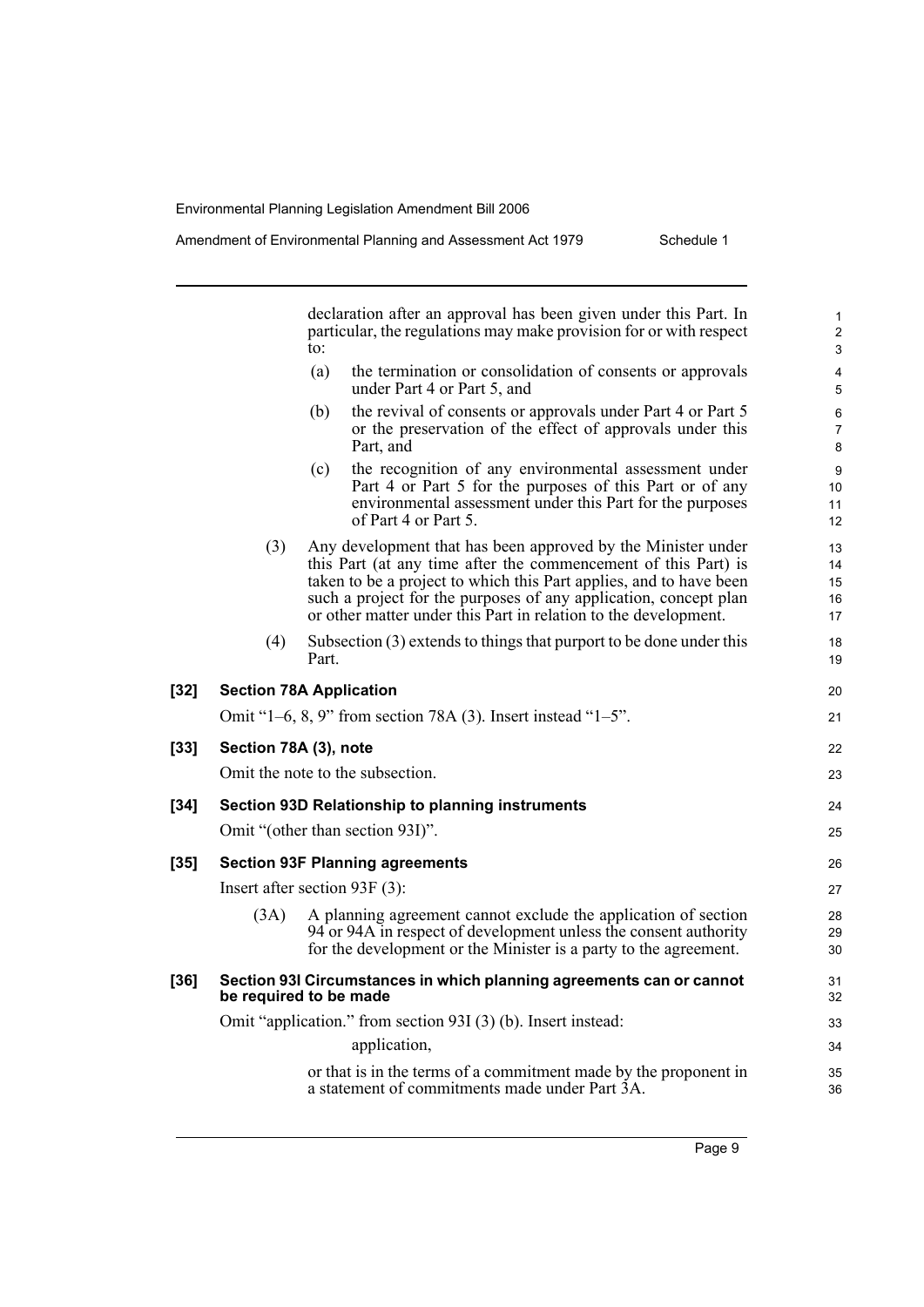declaration after an approval has been given under this Part. In particular, the regulations may make provision for or with respect to:

(a) the termination or consolidation of consents or approvals under Part 4 or Part 5, and

(b) the revival of consents or approvals under Part 4 or Part 5 or the preservation of the effect of approvals under this Part, and

(c) the recognition of any environmental assessment under Part 4 or Part 5 for the purposes of this Part or of any environmental assessment under this Part for the purposes of Part 4 or Part 5.

(3) Any development that has been approved by the Minister under this Part (at any time after the commencement of this Part) is taken to be a project to which this Part applies, and to have been such a project for the purposes of any application, concept plan or other matter under this Part in relation to the development.

(4) Subsection (3) extends to things that purport to be done under this Part.

**[32] Section 78A Application**

Omit "1–6, 8, 9" from section 78A (3). Insert instead "1–5".

**[33] Section 78A (3), note**

Omit the note to the subsection.

**[34] Section 93D Relationship to planning instruments**

Omit "(other than section 93I)".

**[35] Section 93F Planning agreements**

Insert after section 93F (3):

(3A) A planning agreement cannot exclude the application of section 94 or 94A in respect of development unless the consent authority for the development or the Minister is a party to the agreement.

**[36] Section 93I Circumstances in which planning agreements can or cannot be required to be made**

Omit "application." from section 93I (3) (b). Insert instead:

application,

or that is in the terms of a commitment made by the proponent in a statement of commitments made under Part 3A.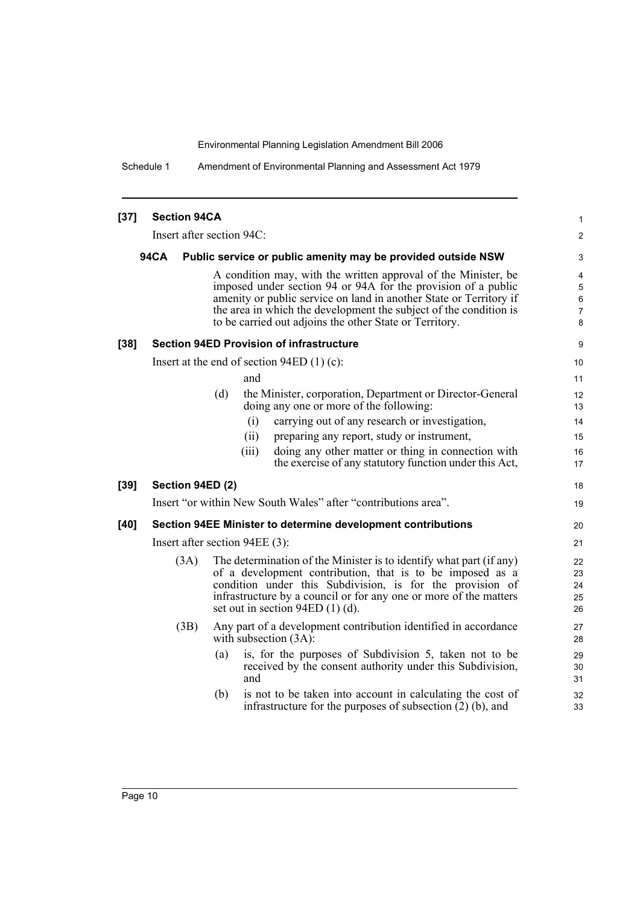**[37] Section 94CA**

Insert after section 94C:

**94CA Public service or public amenity may be provided outside NSW**

A condition may, with the written approval of the Minister, be imposed under section 94 or 94A for the provision of a public amenity or public service on land in another State or Territory if the area in which the development the subject of the condition is to be carried out adjoins the other State or Territory.

**[38] Section 94ED Provision of infrastructure**

Insert at the end of section 94ED (1) (c):

and

(d) the Minister, corporation, Department or Director-General doing any one or more of the following:

(i) carrying out of any research or investigation,

(ii) preparing any report, study or instrument,

(iii) doing any other matter or thing in connection with the exercise of any statutory function under this Act,

**[39] Section 94ED (2)**

Insert "or within New South Wales" after "contributions area".

**[40] Section 94EE Minister to determine development contributions**

Insert after section 94EE (3):

(3A) The determination of the Minister is to identify what part (if any) of a development contribution, that is to be imposed as a condition under this Subdivision, is for the provision of infrastructure by a council or for any one or more of the matters set out in section 94ED (1) (d).

(3B) Any part of a development contribution identified in accordance with subsection (3A):

(a) is, for the purposes of Subdivision 5, taken not to be received by the consent authority under this Subdivision, and

(b) is not to be taken into account in calculating the cost of infrastructure for the purposes of subsection (2) (b), and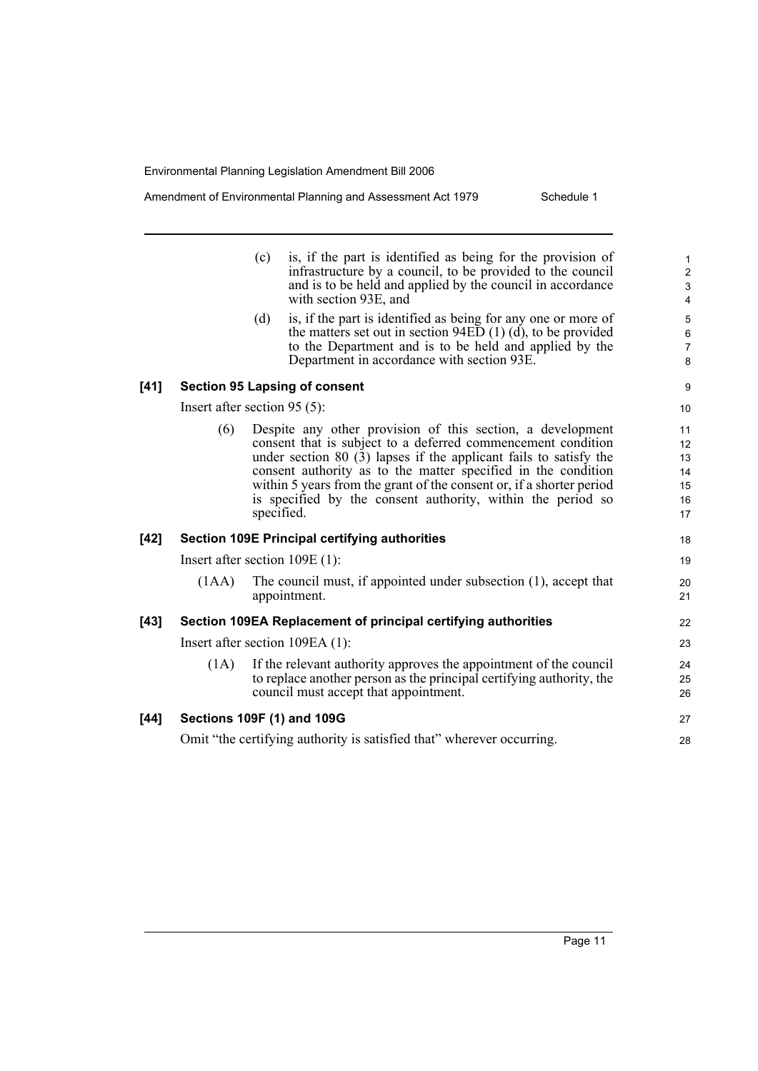(c) is, if the part is identified as being for the provision of infrastructure by a council, to be provided to the council and is to be held and applied by the council in accordance with section 93E, and

(d) is, if the part is identified as being for any one or more of the matters set out in section 94ED (1) (d), to be provided to the Department and is to be held and applied by the Department in accordance with section 93E.

**[41] Section 95 Lapsing of consent**

Insert after section 95 (5):

(6) Despite any other provision of this section, a development consent that is subject to a deferred commencement condition under section 80 (3) lapses if the applicant fails to satisfy the consent authority as to the matter specified in the condition within 5 years from the grant of the consent or, if a shorter period is specified by the consent authority, within the period so specified.

**[42] Section 109E Principal certifying authorities**

Insert after section 109E (1):

(1AA) The council must, if appointed under subsection (1), accept that appointment.

**[43] Section 109EA Replacement of principal certifying authorities**

Insert after section 109EA (1):

(1A) If the relevant authority approves the appointment of the council to replace another person as the principal certifying authority, the council must accept that appointment.

**[44] Sections 109F (1) and 109G**

Omit "the certifying authority is satisfied that" wherever occurring.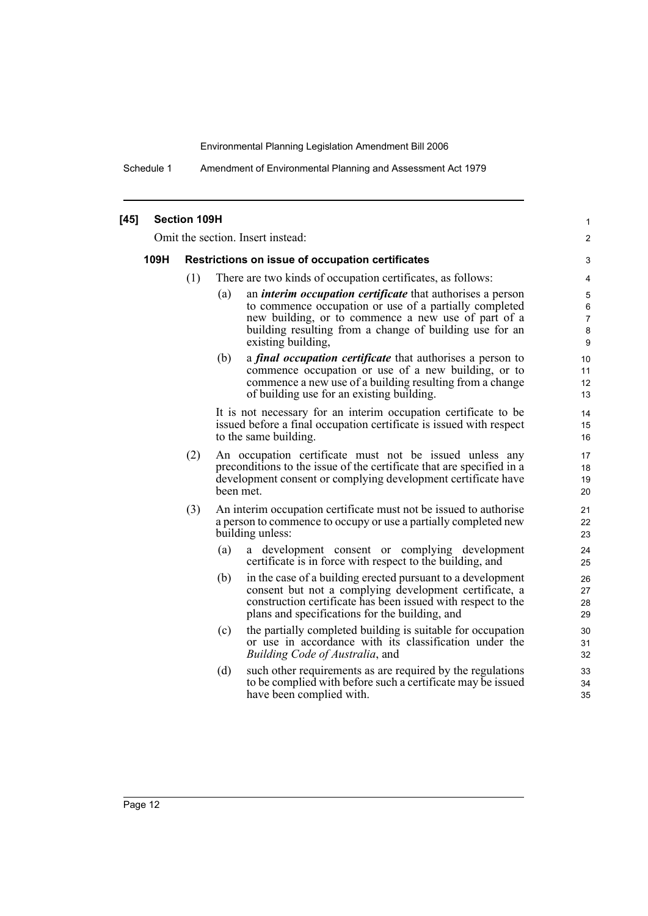**[45] Section 109H**

Omit the section. Insert instead:

**109H Restrictions on issue of occupation certificates**

(1) There are two kinds of occupation certificates, as follows:

(a) an ***interim occupation certificate*** that authorises a person to commence occupation or use of a partially completed new building, or to commence a new use of part of a building resulting from a change of building use for an existing building,

(b) a ***final occupation certificate*** that authorises a person to commence occupation or use of a new building, or to commence a new use of a building resulting from a change of building use for an existing building.

It is not necessary for an interim occupation certificate to be issued before a final occupation certificate is issued with respect to the same building.

(2) An occupation certificate must not be issued unless any preconditions to the issue of the certificate that are specified in a development consent or complying development certificate have been met.

(3) An interim occupation certificate must not be issued to authorise a person to commence to occupy or use a partially completed new building unless:

(a) a development consent or complying development certificate is in force with respect to the building, and

(b) in the case of a building erected pursuant to a development consent but not a complying development certificate, a construction certificate has been issued with respect to the plans and specifications for the building, and

(c) the partially completed building is suitable for occupation or use in accordance with its classification under the *Building Code of Australia*, and

(d) such other requirements as are required by the regulations to be complied with before such a certificate may be issued have been complied with.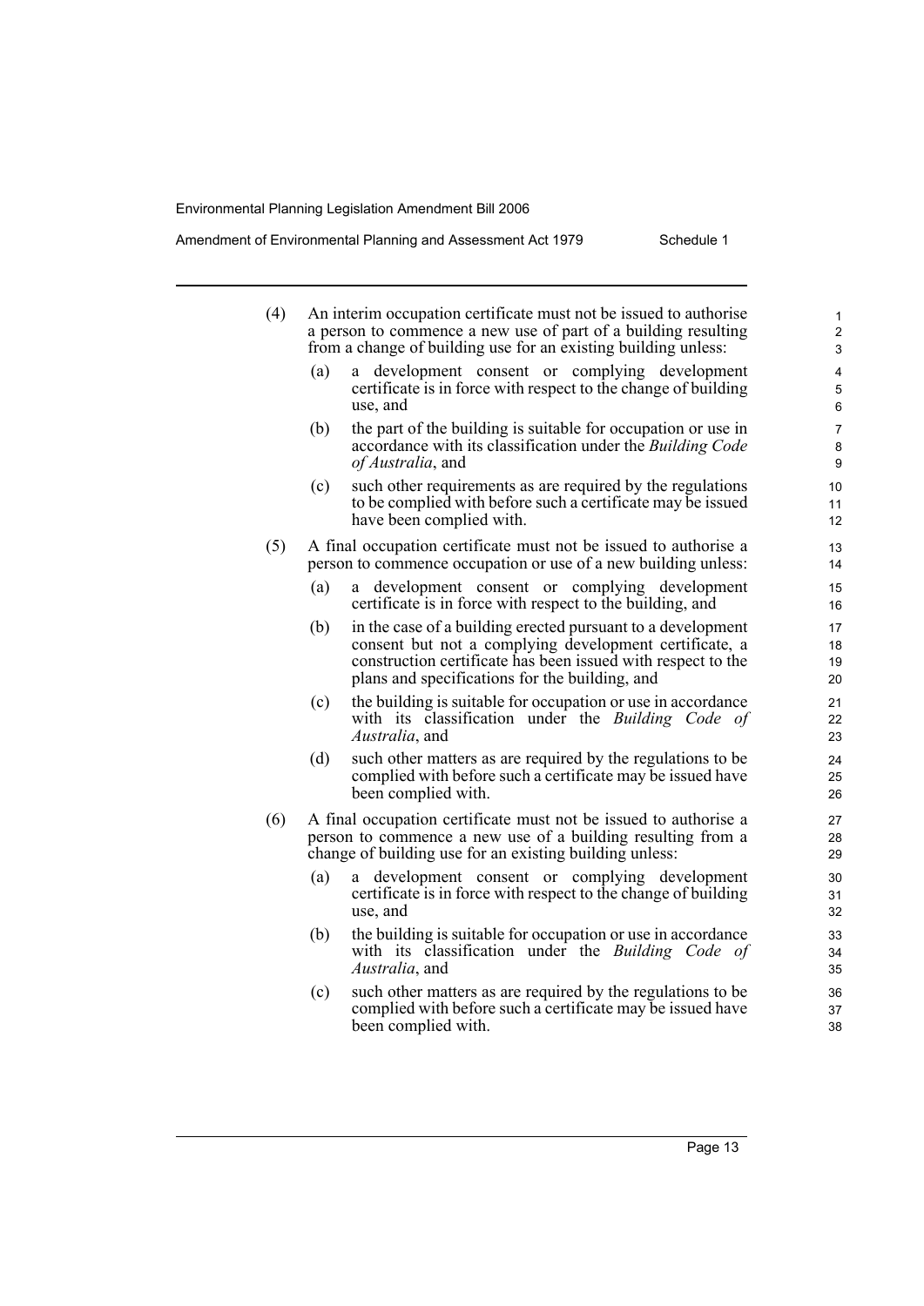(4) An interim occupation certificate must not be issued to authorise a person to commence a new use of part of a building resulting from a change of building use for an existing building unless:

(a) a development consent or complying development certificate is in force with respect to the change of building use, and

(b) the part of the building is suitable for occupation or use in accordance with its classification under the *Building Code of Australia*, and

(c) such other requirements as are required by the regulations to be complied with before such a certificate may be issued have been complied with.

(5) A final occupation certificate must not be issued to authorise a person to commence occupation or use of a new building unless:

(a) a development consent or complying development certificate is in force with respect to the building, and

(b) in the case of a building erected pursuant to a development consent but not a complying development certificate, a construction certificate has been issued with respect to the plans and specifications for the building, and

(c) the building is suitable for occupation or use in accordance with its classification under the *Building Code of Australia*, and

(d) such other matters as are required by the regulations to be complied with before such a certificate may be issued have been complied with.

(6) A final occupation certificate must not be issued to authorise a person to commence a new use of a building resulting from a change of building use for an existing building unless:

(a) a development consent or complying development certificate is in force with respect to the change of building use, and

(b) the building is suitable for occupation or use in accordance with its classification under the *Building Code of Australia*, and

(c) such other matters as are required by the regulations to be complied with before such a certificate may be issued have been complied with.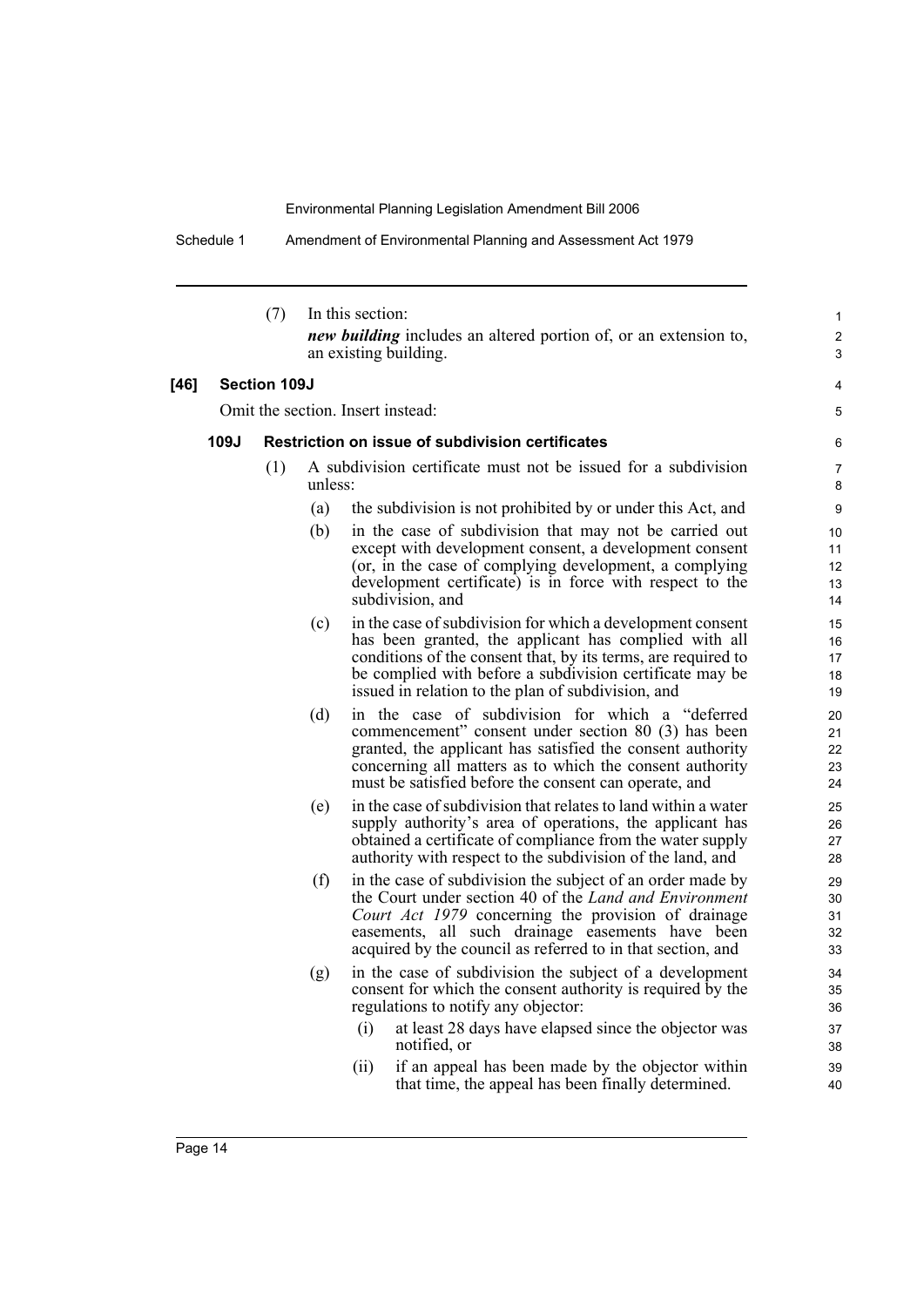(7) In this section:

***new building*** includes an altered portion of, or an extension to, an existing building.

**[46] Section 109J**

Omit the section. Insert instead:

### 109J Restriction on issue of subdivision certificates

(1) A subdivision certificate must not be issued for a subdivision unless:

(a) the subdivision is not prohibited by or under this Act, and

(b) in the case of subdivision that may not be carried out except with development consent, a development consent (or, in the case of complying development, a complying development certificate) is in force with respect to the subdivision, and

(c) in the case of subdivision for which a development consent has been granted, the applicant has complied with all conditions of the consent that, by its terms, are required to be complied with before a subdivision certificate may be issued in relation to the plan of subdivision, and

(d) in the case of subdivision for which a "deferred commencement" consent under section 80 (3) has been granted, the applicant has satisfied the consent authority concerning all matters as to which the consent authority must be satisfied before the consent can operate, and

(e) in the case of subdivision that relates to land within a water supply authority's area of operations, the applicant has obtained a certificate of compliance from the water supply authority with respect to the subdivision of the land, and

(f) in the case of subdivision the subject of an order made by the Court under section 40 of the *Land and Environment Court Act 1979* concerning the provision of drainage easements, all such drainage easements have been acquired by the council as referred to in that section, and

(g) in the case of subdivision the subject of a development consent for which the consent authority is required by the regulations to notify any objector:

(i) at least 28 days have elapsed since the objector was notified, or

(ii) if an appeal has been made by the objector within that time, the appeal has been finally determined.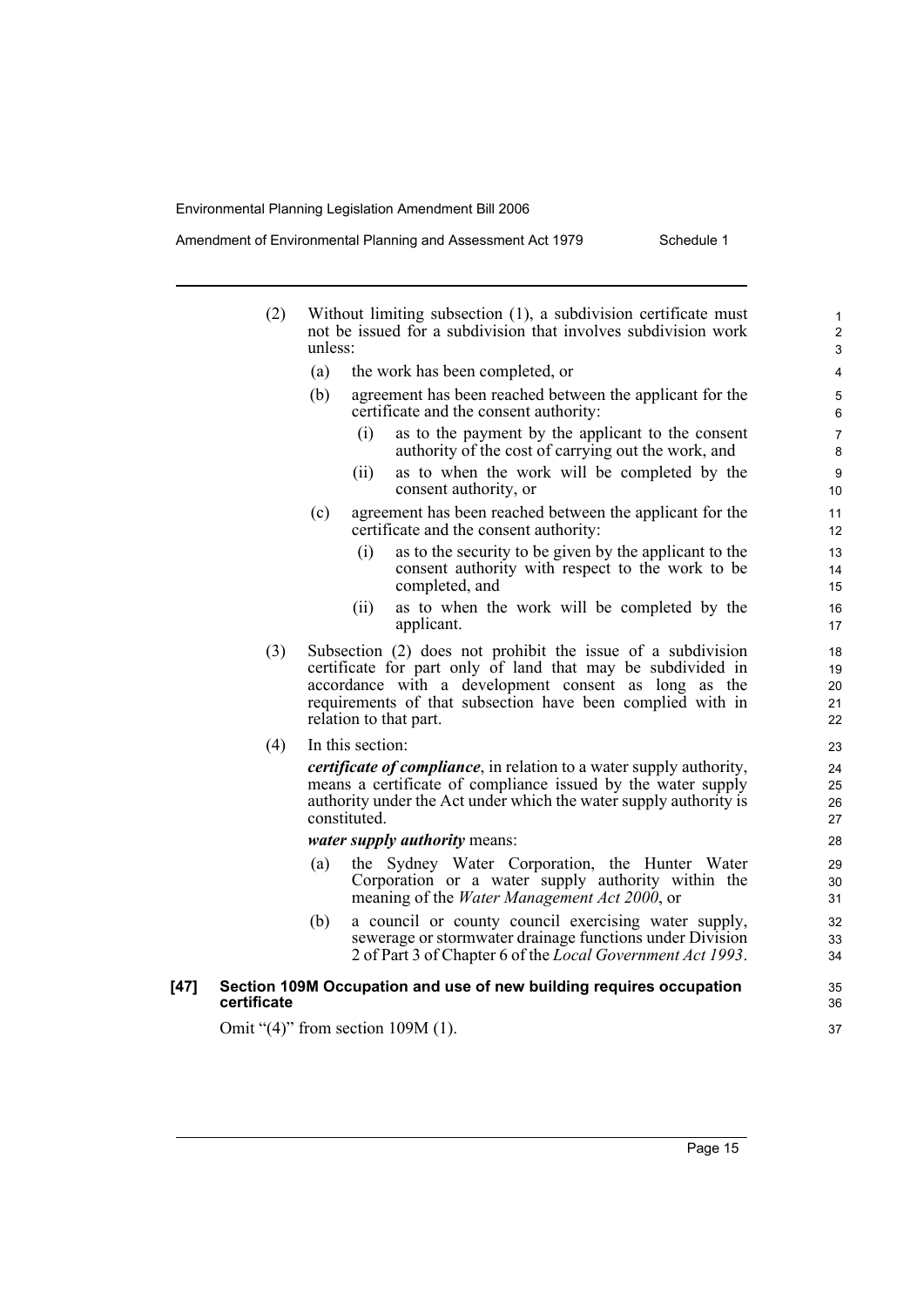(2) Without limiting subsection (1), a subdivision certificate must not be issued for a subdivision that involves subdivision work unless:

(a) the work has been completed, or

(b) agreement has been reached between the applicant for the certificate and the consent authority:

(i) as to the payment by the applicant to the consent authority of the cost of carrying out the work, and

(ii) as to when the work will be completed by the consent authority, or

(c) agreement has been reached between the applicant for the certificate and the consent authority:

(i) as to the security to be given by the applicant to the consent authority with respect to the work to be completed, and

(ii) as to when the work will be completed by the applicant.

(3) Subsection (2) does not prohibit the issue of a subdivision certificate for part only of land that may be subdivided in accordance with a development consent as long as the requirements of that subsection have been complied with in relation to that part.

(4) In this section:

***certificate of compliance***, in relation to a water supply authority, means a certificate of compliance issued by the water supply authority under the Act under which the water supply authority is constituted.

***water supply authority*** means:

(a) the Sydney Water Corporation, the Hunter Water Corporation or a water supply authority within the meaning of the *Water Management Act 2000*, or

(b) a council or county council exercising water supply, sewerage or stormwater drainage functions under Division 2 of Part 3 of Chapter 6 of the *Local Government Act 1993*.

**[47] Section 109M Occupation and use of new building requires occupation certificate**

Omit "(4)" from section 109M (1).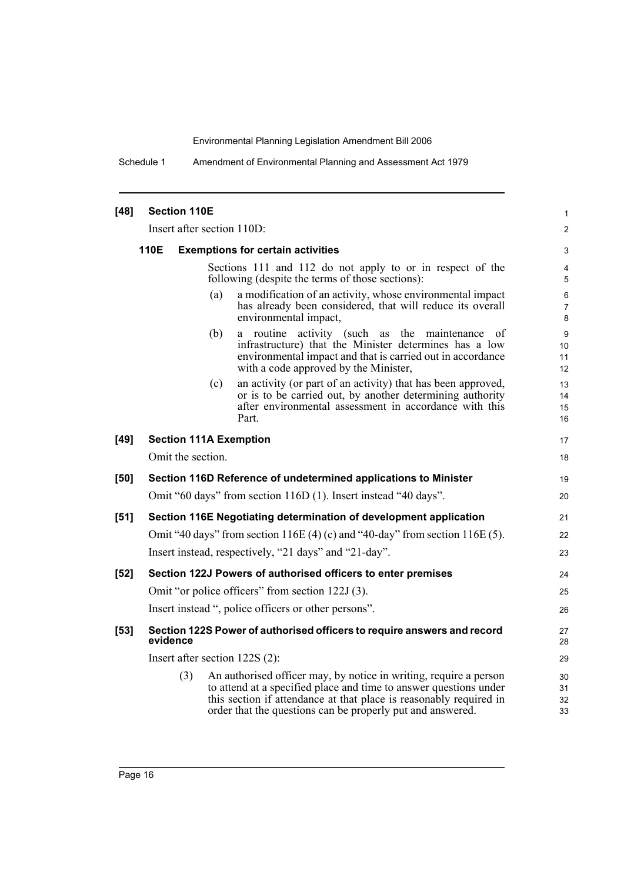**[48] Section 110E**

Insert after section 110D:

**110E Exemptions for certain activities**

Sections 111 and 112 do not apply to or in respect of the following (despite the terms of those sections):

(a) a modification of an activity, whose environmental impact has already been considered, that will reduce its overall environmental impact,

(b) a routine activity (such as the maintenance of infrastructure) that the Minister determines has a low environmental impact and that is carried out in accordance with a code approved by the Minister,

(c) an activity (or part of an activity) that has been approved, or is to be carried out, by another determining authority after environmental assessment in accordance with this Part.

**[49] Section 111A Exemption**

Omit the section.

**[50] Section 116D Reference of undetermined applications to Minister**

Omit "60 days" from section 116D (1). Insert instead "40 days".

**[51] Section 116E Negotiating determination of development application**

Omit "40 days" from section 116E (4) (c) and "40-day" from section 116E (5).

Insert instead, respectively, "21 days" and "21-day".

**[52] Section 122J Powers of authorised officers to enter premises**

Omit "or police officers" from section 122J (3).

Insert instead ", police officers or other persons".

**[53] Section 122S Power of authorised officers to require answers and record evidence**

Insert after section 122S (2):

(3) An authorised officer may, by notice in writing, require a person to attend at a specified place and time to answer questions under this section if attendance at that place is reasonably required in order that the questions can be properly put and answered.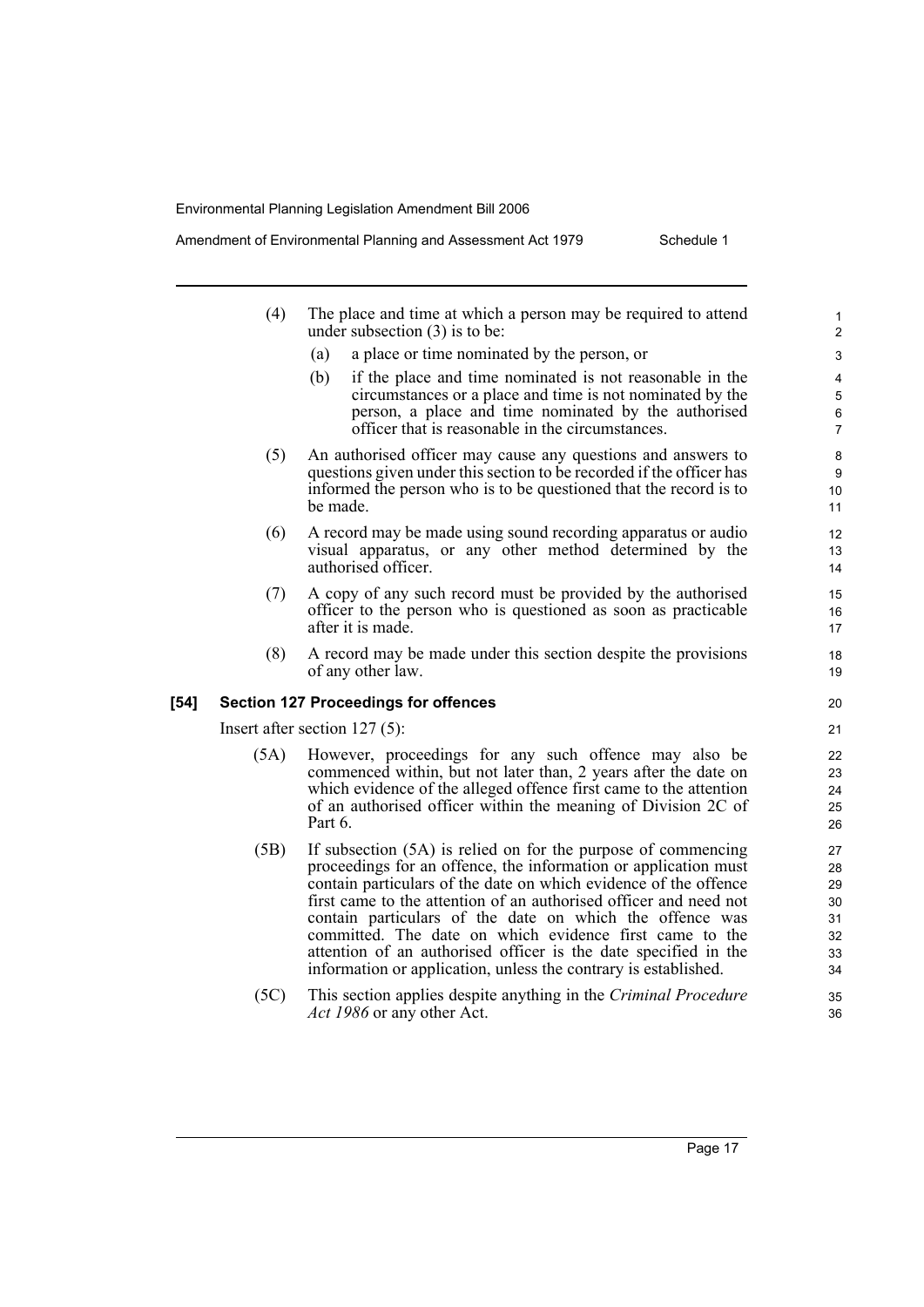(4) The place and time at which a person may be required to attend under subsection (3) is to be:

(a) a place or time nominated by the person, or

(b) if the place and time nominated is not reasonable in the circumstances or a place and time is not nominated by the person, a place and time nominated by the authorised officer that is reasonable in the circumstances.

(5) An authorised officer may cause any questions and answers to questions given under this section to be recorded if the officer has informed the person who is to be questioned that the record is to be made.

(6) A record may be made using sound recording apparatus or audio visual apparatus, or any other method determined by the authorised officer.

(7) A copy of any such record must be provided by the authorised officer to the person who is questioned as soon as practicable after it is made.

(8) A record may be made under this section despite the provisions of any other law.

**[54] Section 127 Proceedings for offences**

Insert after section 127 (5):

(5A) However, proceedings for any such offence may also be commenced within, but not later than, 2 years after the date on which evidence of the alleged offence first came to the attention of an authorised officer within the meaning of Division 2C of Part 6.

(5B) If subsection (5A) is relied on for the purpose of commencing proceedings for an offence, the information or application must contain particulars of the date on which evidence of the offence first came to the attention of an authorised officer and need not contain particulars of the date on which the offence was committed. The date on which evidence first came to the attention of an authorised officer is the date specified in the information or application, unless the contrary is established.

(5C) This section applies despite anything in the *Criminal Procedure Act 1986* or any other Act.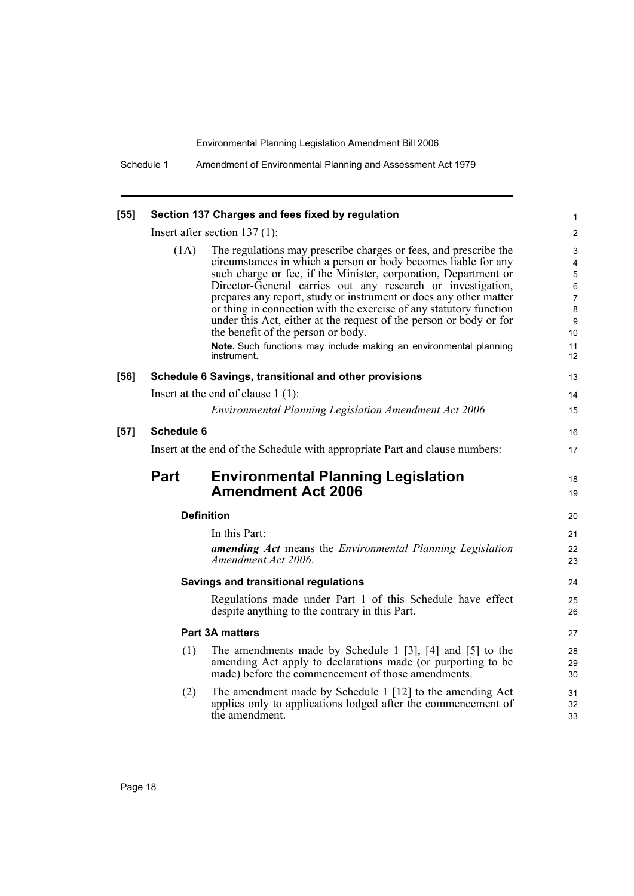**[55] Section 137 Charges and fees fixed by regulation**

Insert after section 137 (1):

(1A) The regulations may prescribe charges or fees, and prescribe the circumstances in which a person or body becomes liable for any such charge or fee, if the Minister, corporation, Department or Director-General carries out any research or investigation, prepares any report, study or instrument or does any other matter or thing in connection with the exercise of any statutory function under this Act, either at the request of the person or body or for the benefit of the person or body.

**Note.** Such functions may include making an environmental planning instrument.

**[56] Schedule 6 Savings, transitional and other provisions**

Insert at the end of clause 1 (1):

*Environmental Planning Legislation Amendment Act 2006*

**[57] Schedule 6**

Insert at the end of the Schedule with appropriate Part and clause numbers:

## Part Environmental Planning Legislation Amendment Act 2006

**Definition**

In this Part:

***amending Act*** means the *Environmental Planning Legislation Amendment Act 2006*.

**Savings and transitional regulations**

Regulations made under Part 1 of this Schedule have effect despite anything to the contrary in this Part.

**Part 3A matters**

(1) The amendments made by Schedule 1 [3], [4] and [5] to the amending Act apply to declarations made (or purporting to be made) before the commencement of those amendments.

(2) The amendment made by Schedule 1 [12] to the amending Act applies only to applications lodged after the commencement of the amendment.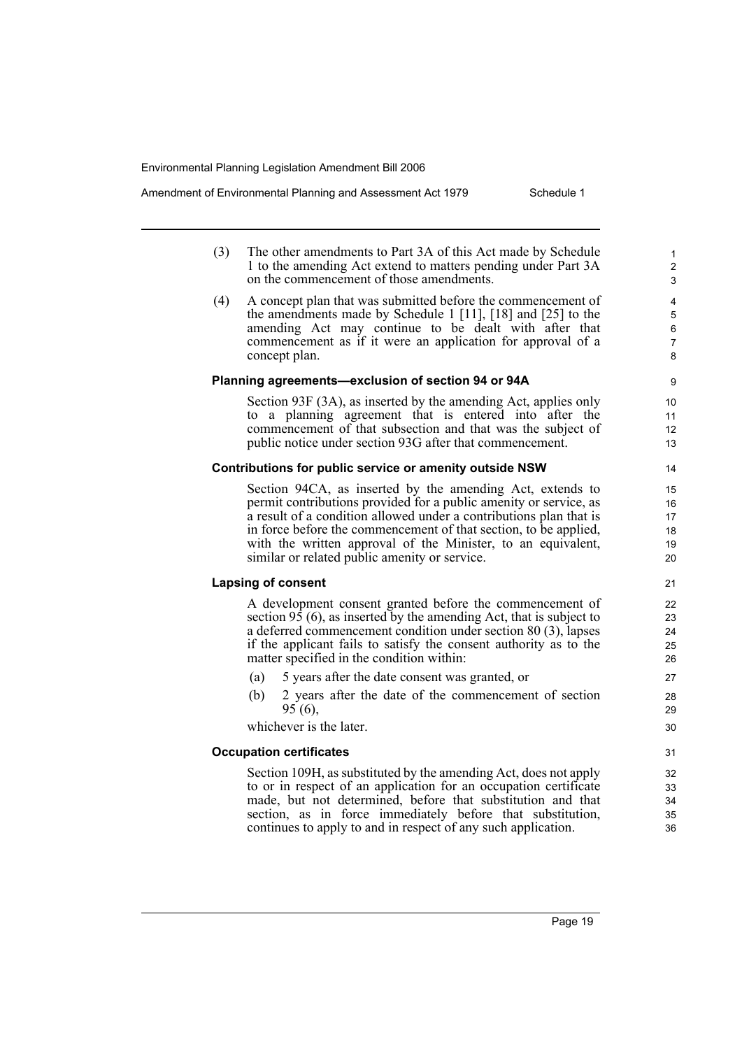(3) The other amendments to Part 3A of this Act made by Schedule 1 to the amending Act extend to matters pending under Part 3A on the commencement of those amendments.

(4) A concept plan that was submitted before the commencement of the amendments made by Schedule 1 [11], [18] and [25] to the amending Act may continue to be dealt with after that commencement as if it were an application for approval of a concept plan.

**Planning agreements—exclusion of section 94 or 94A**

Section 93F (3A), as inserted by the amending Act, applies only to a planning agreement that is entered into after the commencement of that subsection and that was the subject of public notice under section 93G after that commencement.

**Contributions for public service or amenity outside NSW**

Section 94CA, as inserted by the amending Act, extends to permit contributions provided for a public amenity or service, as a result of a condition allowed under a contributions plan that is in force before the commencement of that section, to be applied, with the written approval of the Minister, to an equivalent, similar or related public amenity or service.

**Lapsing of consent**

A development consent granted before the commencement of section 95 (6), as inserted by the amending Act, that is subject to a deferred commencement condition under section 80 (3), lapses if the applicant fails to satisfy the consent authority as to the matter specified in the condition within:

(a) 5 years after the date consent was granted, or

(b) 2 years after the date of the commencement of section 95 (6),

whichever is the later.

**Occupation certificates**

Section 109H, as substituted by the amending Act, does not apply to or in respect of an application for an occupation certificate made, but not determined, before that substitution and that section, as in force immediately before that substitution, continues to apply to and in respect of any such application.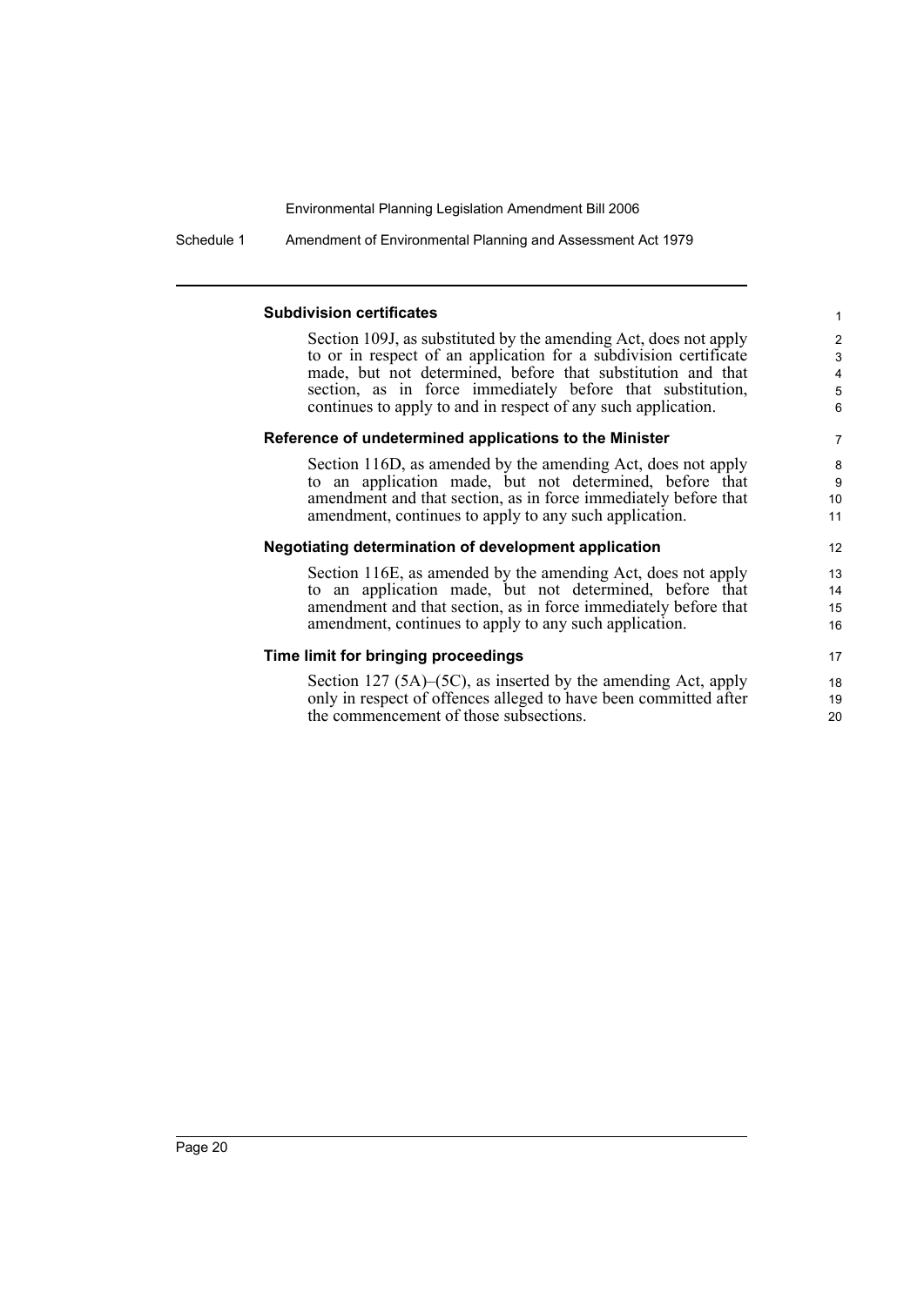#### Subdivision certificates

Section 109J, as substituted by the amending Act, does not apply to or in respect of an application for a subdivision certificate made, but not determined, before that substitution and that section, as in force immediately before that substitution, continues to apply to and in respect of any such application.

#### Reference of undetermined applications to the Minister

Section 116D, as amended by the amending Act, does not apply to an application made, but not determined, before that amendment and that section, as in force immediately before that amendment, continues to apply to any such application.

#### Negotiating determination of development application

Section 116E, as amended by the amending Act, does not apply to an application made, but not determined, before that amendment and that section, as in force immediately before that amendment, continues to apply to any such application.

#### Time limit for bringing proceedings

Section 127 (5A)–(5C), as inserted by the amending Act, apply only in respect of offences alleged to have been committed after the commencement of those subsections.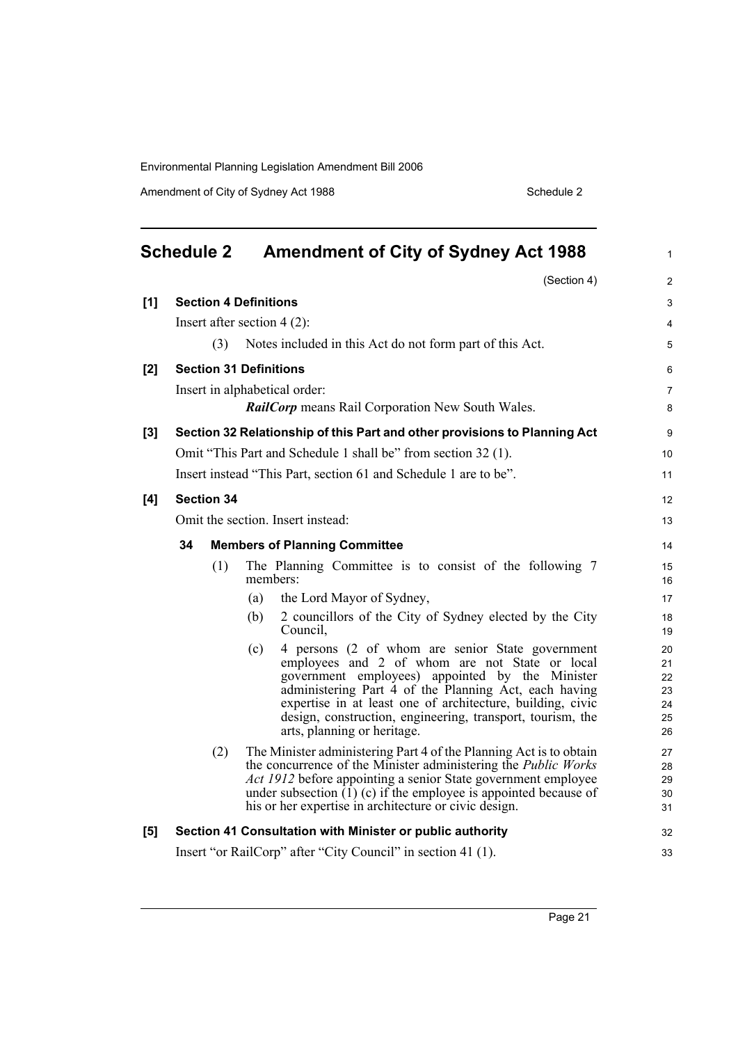## Schedule 2 Amendment of City of Sydney Act 1988

(Section 4)

**[1] Section 4 Definitions**

Insert after section 4 (2):

(3) Notes included in this Act do not form part of this Act.

**[2] Section 31 Definitions**

Insert in alphabetical order:

***RailCorp*** means Rail Corporation New South Wales.

**[3] Section 32 Relationship of this Part and other provisions to Planning Act**

Omit "This Part and Schedule 1 shall be" from section 32 (1).

Insert instead "This Part, section 61 and Schedule 1 are to be".

**[4] Section 34**

Omit the section. Insert instead:

**34 Members of Planning Committee**

(1) The Planning Committee is to consist of the following 7 members:

(a) the Lord Mayor of Sydney,

(b) 2 councillors of the City of Sydney elected by the City Council,

(c) 4 persons (2 of whom are senior State government employees and 2 of whom are not State or local government employees) appointed by the Minister administering Part 4 of the Planning Act, each having expertise in at least one of architecture, building, civic design, construction, engineering, transport, tourism, the arts, planning or heritage.

(2) The Minister administering Part 4 of the Planning Act is to obtain the concurrence of the Minister administering the *Public Works Act 1912* before appointing a senior State government employee under subsection (1) (c) if the employee is appointed because of his or her expertise in architecture or civic design.

**[5] Section 41 Consultation with Minister or public authority**

Insert "or RailCorp" after "City Council" in section 41 (1).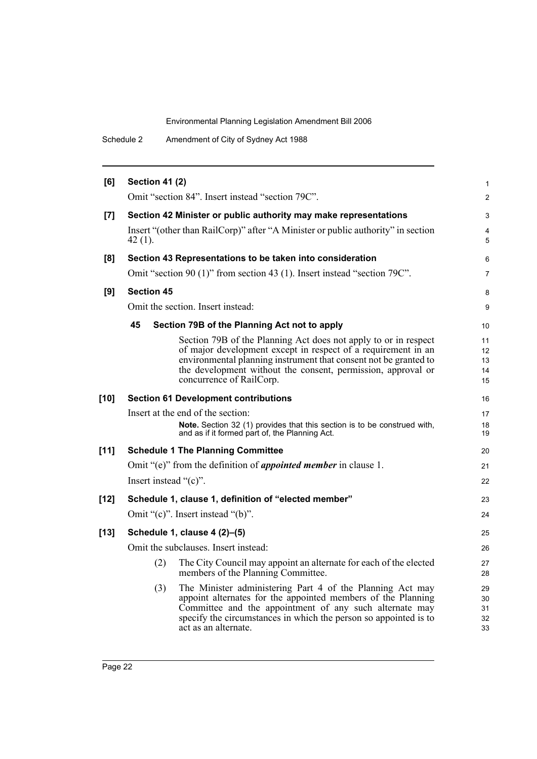**[6] Section 41 (2)**

Omit "section 84". Insert instead "section 79C".

**[7] Section 42 Minister or public authority may make representations**

Insert "(other than RailCorp)" after "A Minister or public authority" in section 42 (1).

**[8] Section 43 Representations to be taken into consideration**

Omit "section 90 (1)" from section 43 (1). Insert instead "section 79C".

**[9] Section 45**

Omit the section. Insert instead:

**45 Section 79B of the Planning Act not to apply**

Section 79B of the Planning Act does not apply to or in respect of major development except in respect of a requirement in an environmental planning instrument that consent not be granted to the development without the consent, permission, approval or concurrence of RailCorp.

**[10] Section 61 Development contributions**

Insert at the end of the section:

**Note.** Section 32 (1) provides that this section is to be construed with, and as if it formed part of, the Planning Act.

**[11] Schedule 1 The Planning Committee**

Omit "(e)" from the definition of ***appointed member*** in clause 1.

Insert instead "(c)".

**[12] Schedule 1, clause 1, definition of "elected member"**

Omit "(c)". Insert instead "(b)".

**[13] Schedule 1, clause 4 (2)–(5)**

Omit the subclauses. Insert instead:

(2) The City Council may appoint an alternate for each of the elected members of the Planning Committee.

(3) The Minister administering Part 4 of the Planning Act may appoint alternates for the appointed members of the Planning Committee and the appointment of any such alternate may specify the circumstances in which the person so appointed is to act as an alternate.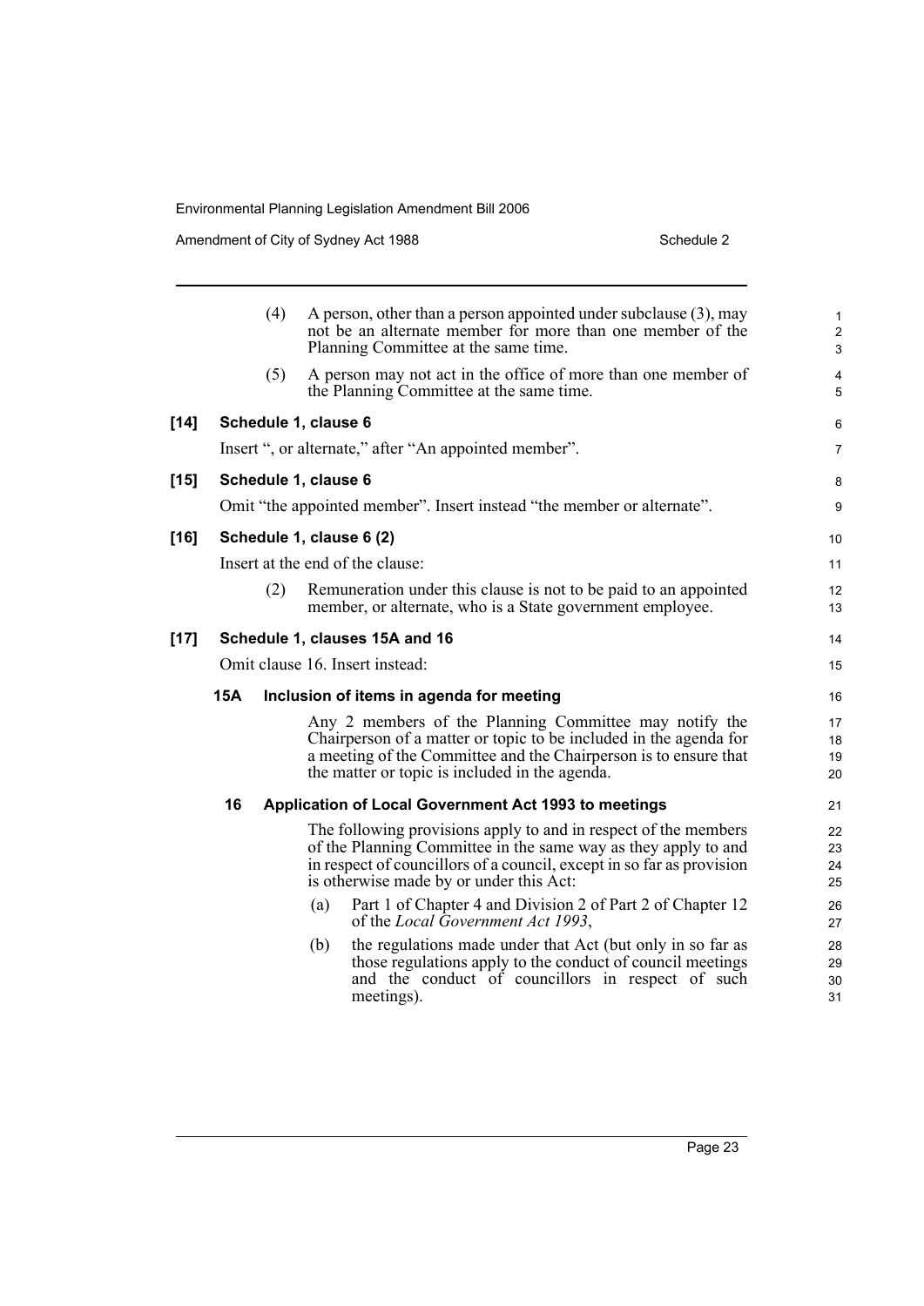(4) A person, other than a person appointed under subclause (3), may not be an alternate member for more than one member of the Planning Committee at the same time.

(5) A person may not act in the office of more than one member of the Planning Committee at the same time.

**[14] Schedule 1, clause 6**

Insert ", or alternate," after "An appointed member".

**[15] Schedule 1, clause 6**

Omit "the appointed member". Insert instead "the member or alternate".

**[16] Schedule 1, clause 6 (2)**

Insert at the end of the clause:

(2) Remuneration under this clause is not to be paid to an appointed member, or alternate, who is a State government employee.

**[17] Schedule 1, clauses 15A and 16**

Omit clause 16. Insert instead:

**15A Inclusion of items in agenda for meeting**

Any 2 members of the Planning Committee may notify the Chairperson of a matter or topic to be included in the agenda for a meeting of the Committee and the Chairperson is to ensure that the matter or topic is included in the agenda.

**16 Application of Local Government Act 1993 to meetings**

The following provisions apply to and in respect of the members of the Planning Committee in the same way as they apply to and in respect of councillors of a council, except in so far as provision is otherwise made by or under this Act:

(a) Part 1 of Chapter 4 and Division 2 of Part 2 of Chapter 12 of the *Local Government Act 1993*,

(b) the regulations made under that Act (but only in so far as those regulations apply to the conduct of council meetings and the conduct of councillors in respect of such meetings).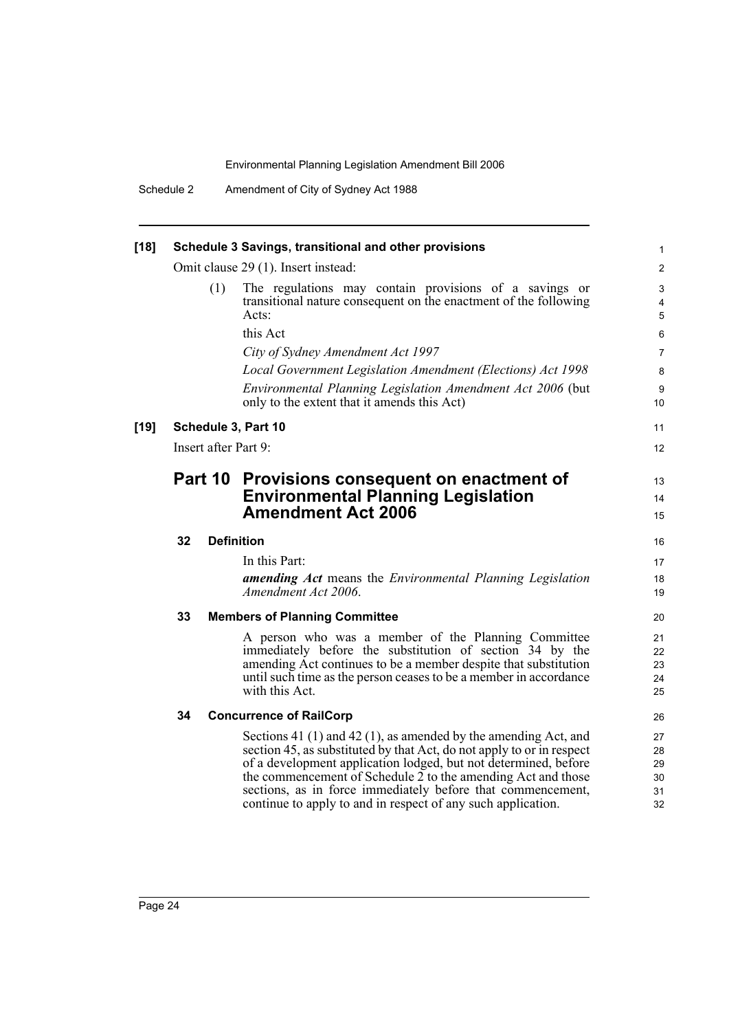**[18] Schedule 3 Savings, transitional and other provisions**

Omit clause 29 (1). Insert instead:

(1) The regulations may contain provisions of a savings or transitional nature consequent on the enactment of the following Acts:

this Act

*City of Sydney Amendment Act 1997*

*Local Government Legislation Amendment (Elections) Act 1998*

*Environmental Planning Legislation Amendment Act 2006* (but only to the extent that it amends this Act)

**[19] Schedule 3, Part 10**

Insert after Part 9:

## Part 10 Provisions consequent on enactment of Environmental Planning Legislation Amendment Act 2006

### 32 Definition

In this Part:

***amending Act*** means the *Environmental Planning Legislation Amendment Act 2006*.

### 33 Members of Planning Committee

A person who was a member of the Planning Committee immediately before the substitution of section 34 by the amending Act continues to be a member despite that substitution until such time as the person ceases to be a member in accordance with this Act.

### 34 Concurrence of RailCorp

Sections 41 (1) and 42 (1), as amended by the amending Act, and section 45, as substituted by that Act, do not apply to or in respect of a development application lodged, but not determined, before the commencement of Schedule 2 to the amending Act and those sections, as in force immediately before that commencement, continue to apply to and in respect of any such application.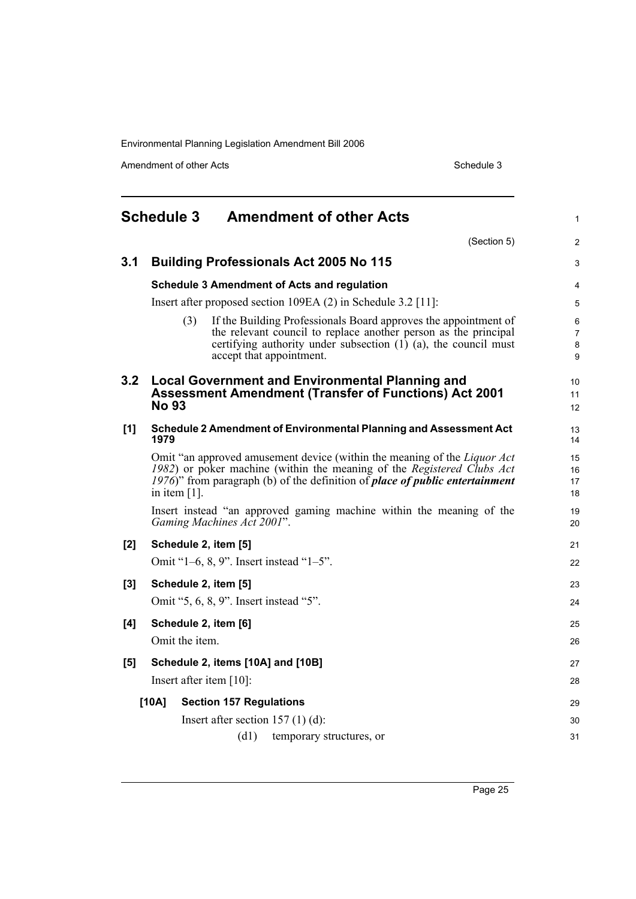## Schedule 3 Amendment of other Acts

(Section 5)

### 3.1 Building Professionals Act 2005 No 115

**Schedule 3 Amendment of Acts and regulation**

Insert after proposed section 109EA (2) in Schedule 3.2 [11]:

(3) If the Building Professionals Board approves the appointment of the relevant council to replace another person as the principal certifying authority under subsection (1) (a), the council must accept that appointment.

### 3.2 Local Government and Environmental Planning and Assessment Amendment (Transfer of Functions) Act 2001 No 93

**[1] Schedule 2 Amendment of Environmental Planning and Assessment Act 1979**

Omit "an approved amusement device (within the meaning of the *Liquor Act 1982*) or poker machine (within the meaning of the *Registered Clubs Act 1976*)" from paragraph (b) of the definition of ***place of public entertainment*** in item [1].

Insert instead "an approved gaming machine within the meaning of the *Gaming Machines Act 2001*".

**[2] Schedule 2, item [5]**

Omit "1–6, 8, 9". Insert instead "1–5".

**[3] Schedule 2, item [5]**

Omit "5, 6, 8, 9". Insert instead "5".

**[4] Schedule 2, item [6]**

Omit the item.

**[5] Schedule 2, items [10A] and [10B]**

Insert after item [10]:

**[10A] Section 157 Regulations**

Insert after section 157 (1) (d):

(d1) temporary structures, or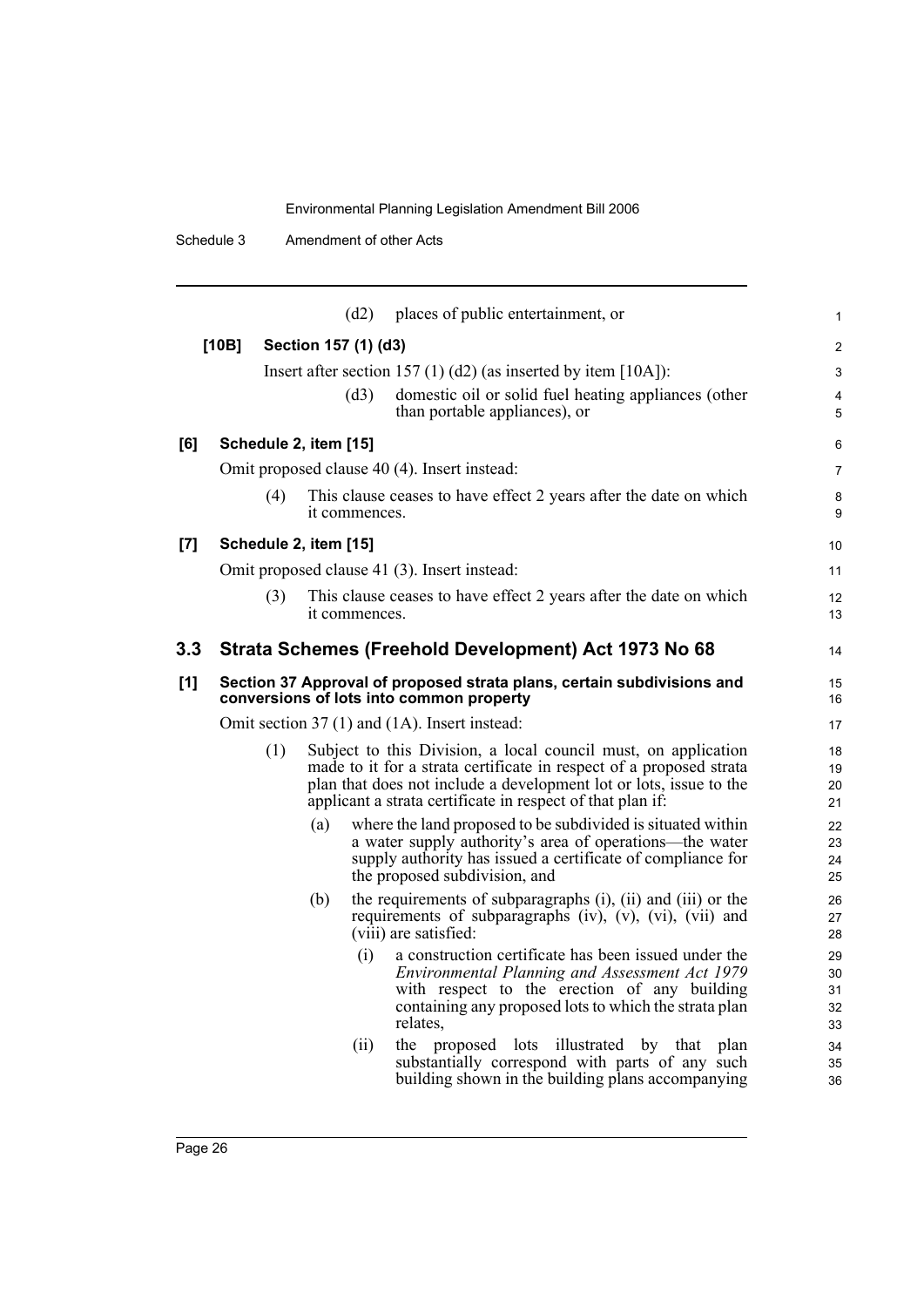(d2) places of public entertainment, or

**[10B] Section 157 (1) (d3)**

Insert after section 157 (1) (d2) (as inserted by item [10A]):

(d3) domestic oil or solid fuel heating appliances (other than portable appliances), or

**[6] Schedule 2, item [15]**

Omit proposed clause 40 (4). Insert instead:

(4) This clause ceases to have effect 2 years after the date on which it commences.

**[7] Schedule 2, item [15]**

Omit proposed clause 41 (3). Insert instead:

(3) This clause ceases to have effect 2 years after the date on which it commences.

## 3.3 Strata Schemes (Freehold Development) Act 1973 No 68

**[1] Section 37 Approval of proposed strata plans, certain subdivisions and conversions of lots into common property**

Omit section 37 (1) and (1A). Insert instead:

(1) Subject to this Division, a local council must, on application made to it for a strata certificate in respect of a proposed strata plan that does not include a development lot or lots, issue to the applicant a strata certificate in respect of that plan if:

(a) where the land proposed to be subdivided is situated within a water supply authority's area of operations—the water supply authority has issued a certificate of compliance for the proposed subdivision, and

(b) the requirements of subparagraphs (i), (ii) and (iii) or the requirements of subparagraphs (iv), (v), (vi), (vii) and (viii) are satisfied:

(i) a construction certificate has been issued under the *Environmental Planning and Assessment Act 1979* with respect to the erection of any building containing any proposed lots to which the strata plan relates,

(ii) the proposed lots illustrated by that plan substantially correspond with parts of any such building shown in the building plans accompanying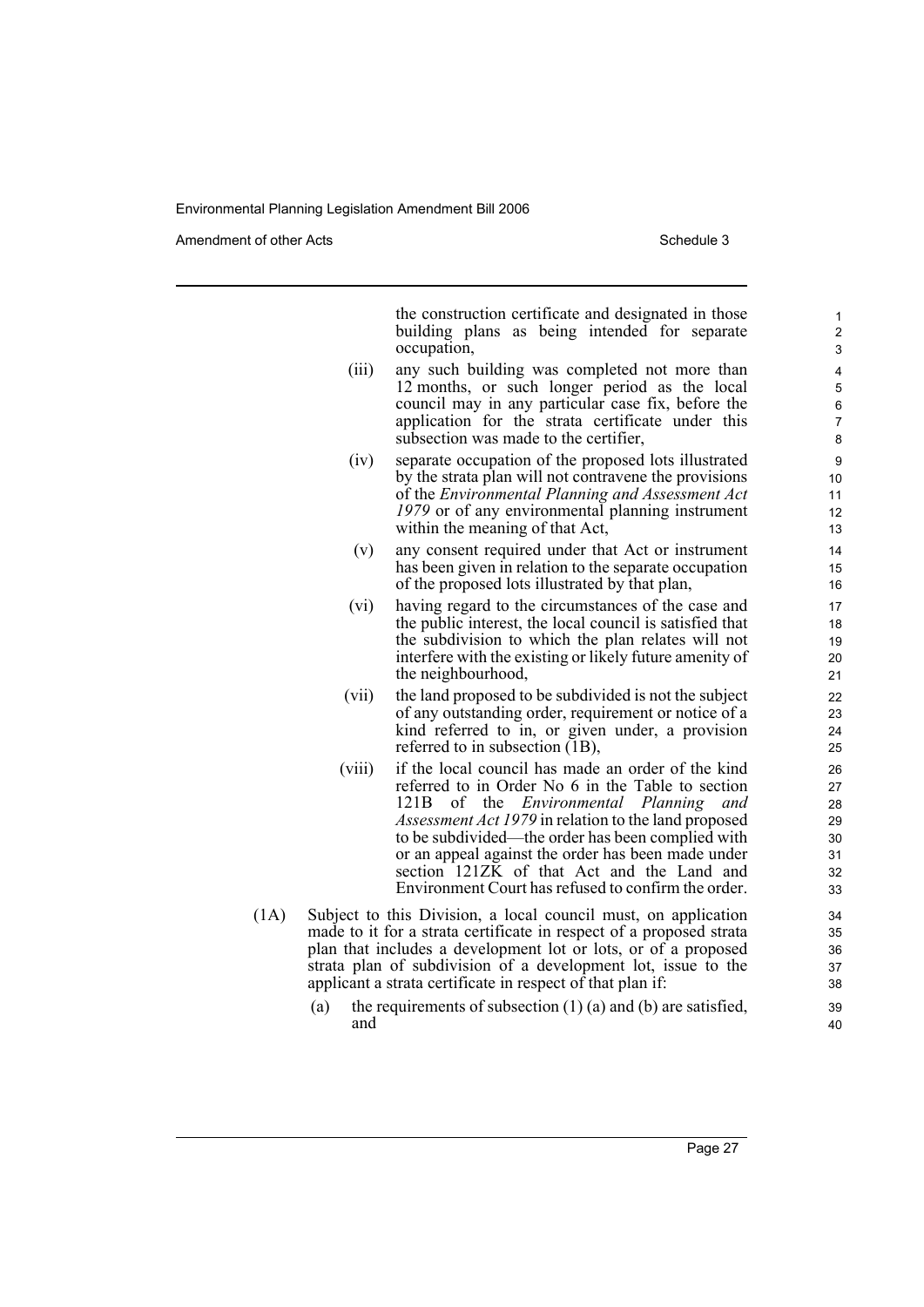the construction certificate and designated in those building plans as being intended for separate occupation,

(iii) any such building was completed not more than 12 months, or such longer period as the local council may in any particular case fix, before the application for the strata certificate under this subsection was made to the certifier,

(iv) separate occupation of the proposed lots illustrated by the strata plan will not contravene the provisions of the *Environmental Planning and Assessment Act 1979* or of any environmental planning instrument within the meaning of that Act,

(v) any consent required under that Act or instrument has been given in relation to the separate occupation of the proposed lots illustrated by that plan,

(vi) having regard to the circumstances of the case and the public interest, the local council is satisfied that the subdivision to which the plan relates will not interfere with the existing or likely future amenity of the neighbourhood,

(vii) the land proposed to be subdivided is not the subject of any outstanding order, requirement or notice of a kind referred to in, or given under, a provision referred to in subsection (1B),

(viii) if the local council has made an order of the kind referred to in Order No 6 in the Table to section 121B of the *Environmental Planning and Assessment Act 1979* in relation to the land proposed to be subdivided—the order has been complied with or an appeal against the order has been made under section 121ZK of that Act and the Land and Environment Court has refused to confirm the order.

(1A) Subject to this Division, a local council must, on application made to it for a strata certificate in respect of a proposed strata plan that includes a development lot or lots, or of a proposed strata plan of subdivision of a development lot, issue to the applicant a strata certificate in respect of that plan if:

(a) the requirements of subsection (1) (a) and (b) are satisfied, and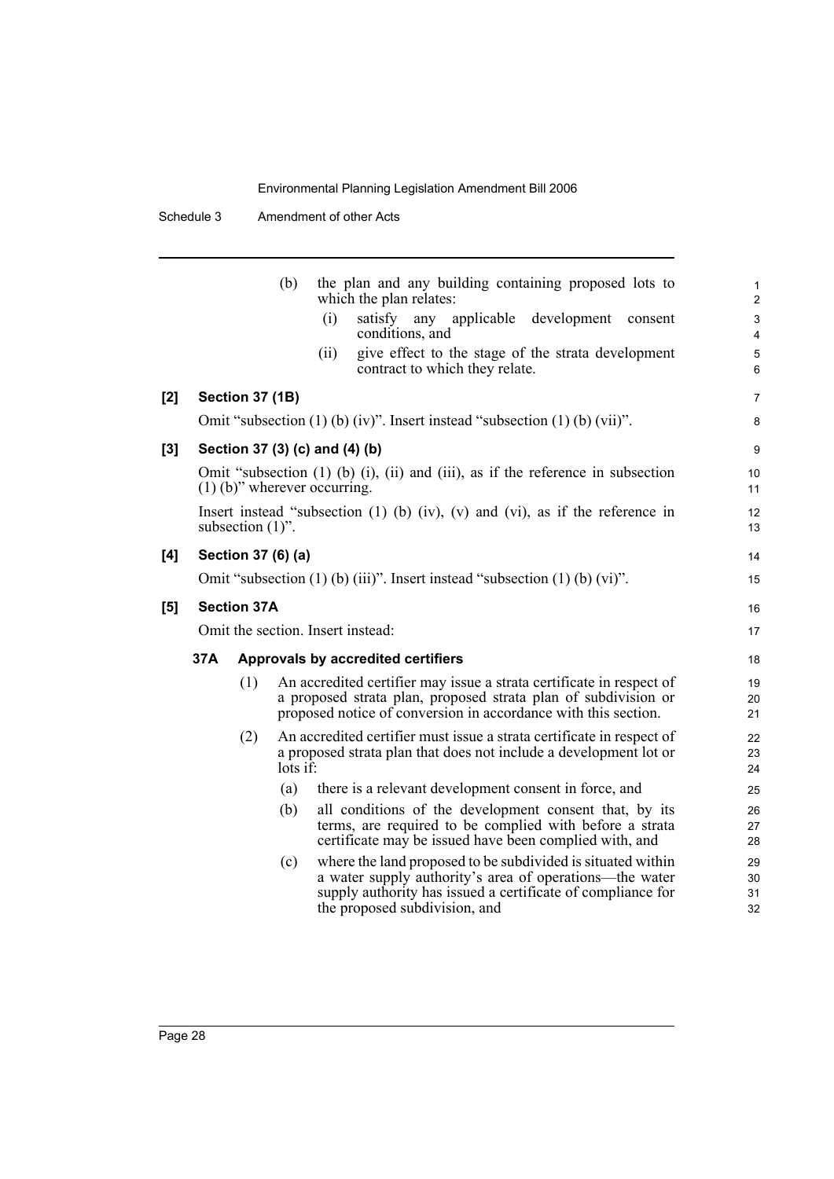(b) the plan and any building containing proposed lots to which the plan relates:

(i) satisfy any applicable development consent conditions, and

(ii) give effect to the stage of the strata development contract to which they relate.

**[2] Section 37 (1B)**

Omit "subsection (1) (b) (iv)". Insert instead "subsection (1) (b) (vii)".

**[3] Section 37 (3) (c) and (4) (b)**

Omit "subsection (1) (b) (i), (ii) and (iii), as if the reference in subsection (1) (b)" wherever occurring.

Insert instead "subsection (1) (b) (iv), (v) and (vi), as if the reference in subsection (1)".

**[4] Section 37 (6) (a)**

Omit "subsection (1) (b) (iii)". Insert instead "subsection (1) (b) (vi)".

**[5] Section 37A**

Omit the section. Insert instead:

**37A Approvals by accredited certifiers**

(1) An accredited certifier may issue a strata certificate in respect of a proposed strata plan, proposed strata plan of subdivision or proposed notice of conversion in accordance with this section.

(2) An accredited certifier must issue a strata certificate in respect of a proposed strata plan that does not include a development lot or lots if:

(a) there is a relevant development consent in force, and

(b) all conditions of the development consent that, by its terms, are required to be complied with before a strata certificate may be issued have been complied with, and

(c) where the land proposed to be subdivided is situated within a water supply authority's area of operations—the water supply authority has issued a certificate of compliance for the proposed subdivision, and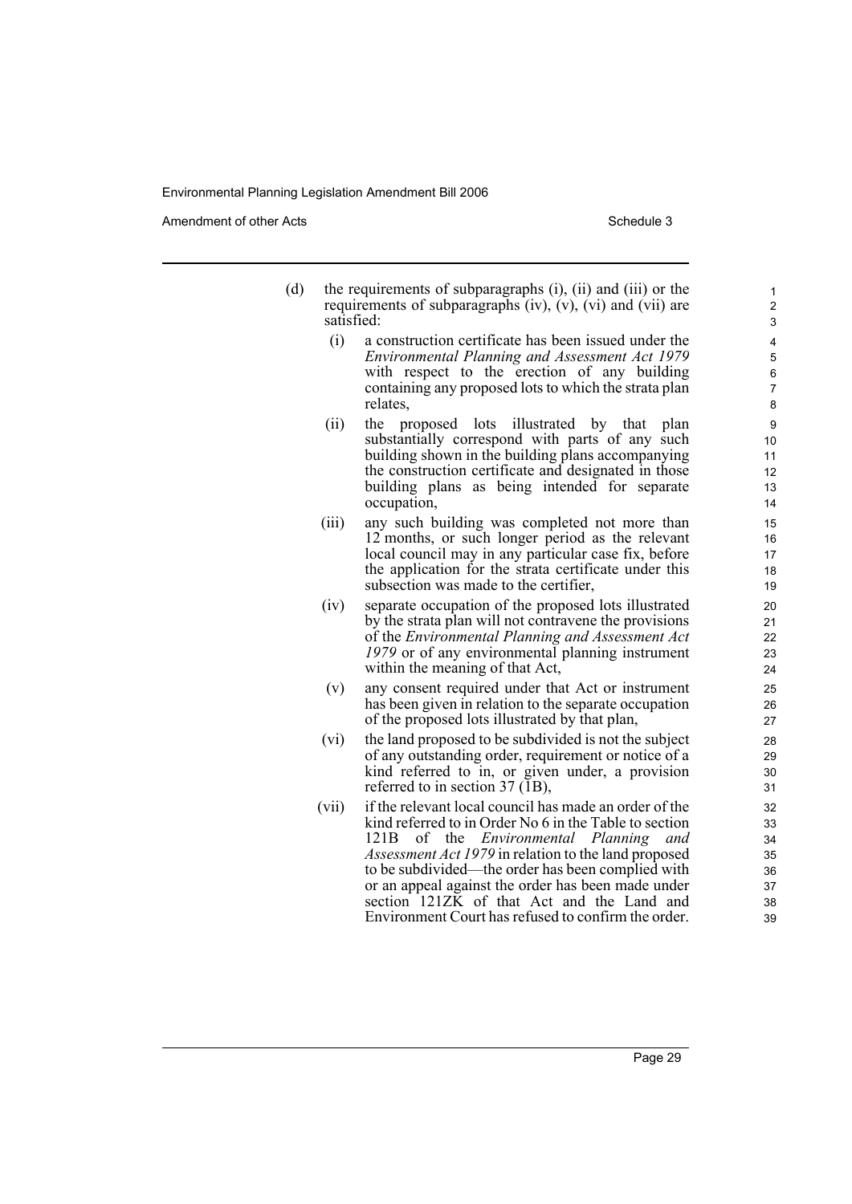(d) the requirements of subparagraphs (i), (ii) and (iii) or the requirements of subparagraphs (iv), (v), (vi) and (vii) are satisfied:

(i) a construction certificate has been issued under the *Environmental Planning and Assessment Act 1979* with respect to the erection of any building containing any proposed lots to which the strata plan relates,

(ii) the proposed lots illustrated by that plan substantially correspond with parts of any such building shown in the building plans accompanying the construction certificate and designated in those building plans as being intended for separate occupation,

(iii) any such building was completed not more than 12 months, or such longer period as the relevant local council may in any particular case fix, before the application for the strata certificate under this subsection was made to the certifier,

(iv) separate occupation of the proposed lots illustrated by the strata plan will not contravene the provisions of the *Environmental Planning and Assessment Act 1979* or of any environmental planning instrument within the meaning of that Act,

(v) any consent required under that Act or instrument has been given in relation to the separate occupation of the proposed lots illustrated by that plan,

(vi) the land proposed to be subdivided is not the subject of any outstanding order, requirement or notice of a kind referred to in, or given under, a provision referred to in section 37 (1B),

(vii) if the relevant local council has made an order of the kind referred to in Order No 6 in the Table to section 121B of the *Environmental Planning and Assessment Act 1979* in relation to the land proposed to be subdivided—the order has been complied with or an appeal against the order has been made under section 121ZK of that Act and the Land and Environment Court has refused to confirm the order.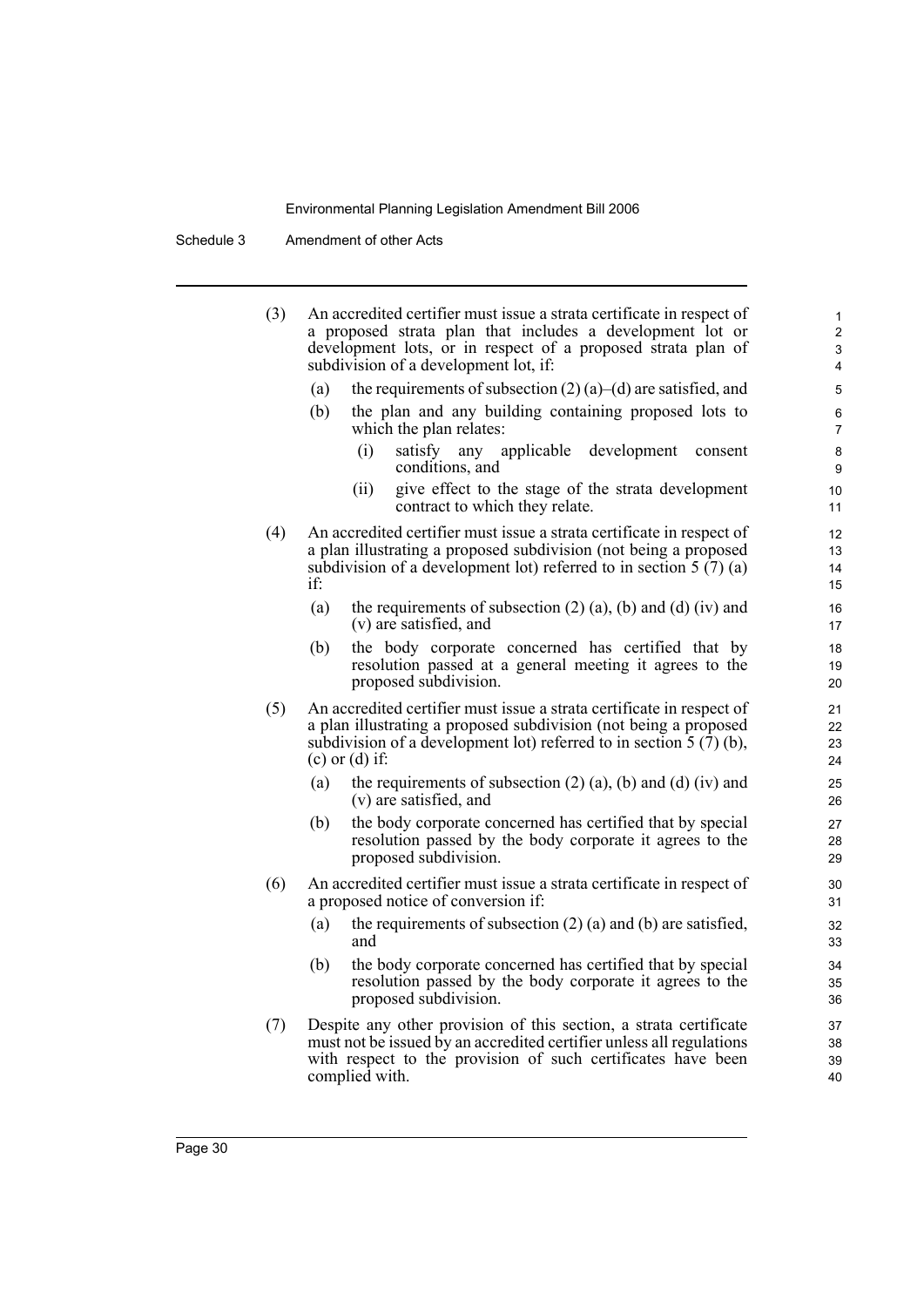(3) An accredited certifier must issue a strata certificate in respect of a proposed strata plan that includes a development lot or development lots, or in respect of a proposed strata plan of subdivision of a development lot, if:

   (a) the requirements of subsection (2) (a)–(d) are satisfied, and

   (b) the plan and any building containing proposed lots to which the plan relates:

      (i) satisfy any applicable development consent conditions, and

      (ii) give effect to the stage of the strata development contract to which they relate.

(4) An accredited certifier must issue a strata certificate in respect of a plan illustrating a proposed subdivision (not being a proposed subdivision of a development lot) referred to in section 5 (7) (a) if:

   (a) the requirements of subsection (2) (a), (b) and (d) (iv) and (v) are satisfied, and

   (b) the body corporate concerned has certified that by resolution passed at a general meeting it agrees to the proposed subdivision.

(5) An accredited certifier must issue a strata certificate in respect of a plan illustrating a proposed subdivision (not being a proposed subdivision of a development lot) referred to in section 5 (7) (b), (c) or (d) if:

   (a) the requirements of subsection (2) (a), (b) and (d) (iv) and (v) are satisfied, and

   (b) the body corporate concerned has certified that by special resolution passed by the body corporate it agrees to the proposed subdivision.

(6) An accredited certifier must issue a strata certificate in respect of a proposed notice of conversion if:

   (a) the requirements of subsection (2) (a) and (b) are satisfied, and

   (b) the body corporate concerned has certified that by special resolution passed by the body corporate it agrees to the proposed subdivision.

(7) Despite any other provision of this section, a strata certificate must not be issued by an accredited certifier unless all regulations with respect to the provision of such certificates have been complied with.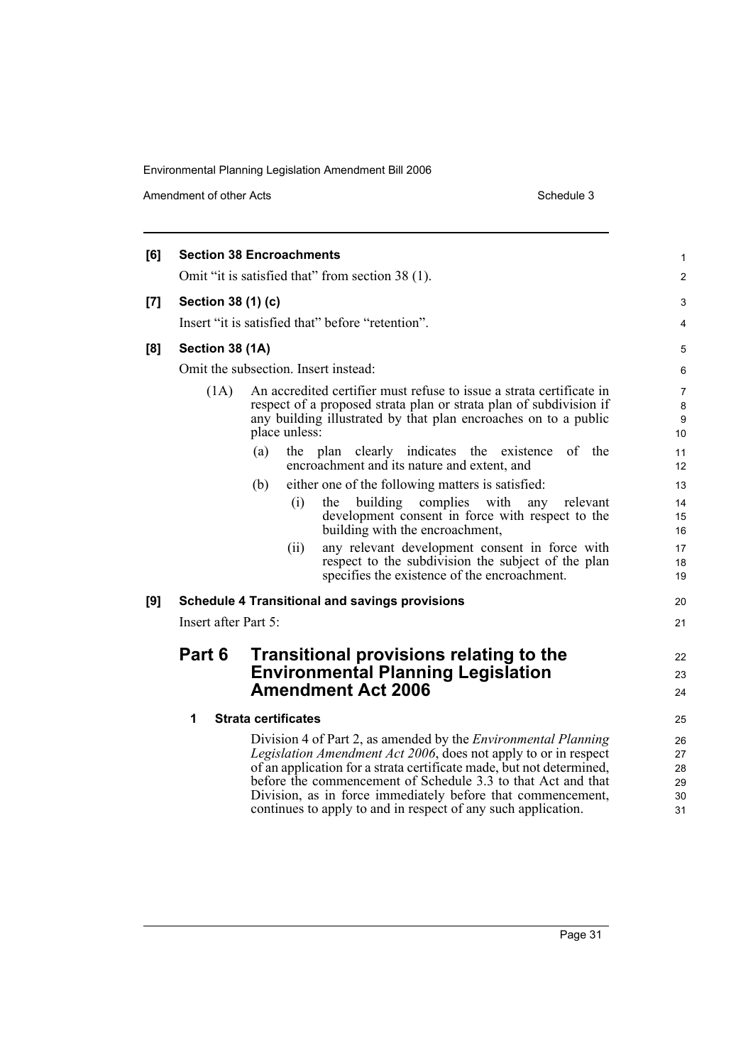**[6] Section 38 Encroachments**

Omit “it is satisfied that” from section 38 (1).

**[7] Section 38 (1) (c)**

Insert “it is satisfied that” before “retention”.

**[8] Section 38 (1A)**

Omit the subsection. Insert instead:

(1A) An accredited certifier must refuse to issue a strata certificate in respect of a proposed strata plan or strata plan of subdivision if any building illustrated by that plan encroaches on to a public place unless:

- (a) the plan clearly indicates the existence of the encroachment and its nature and extent, and
- (b) either one of the following matters is satisfied:
  - (i) the building complies with any relevant development consent in force with respect to the building with the encroachment,
  - (ii) any relevant development consent in force with respect to the subdivision the subject of the plan specifies the existence of the encroachment.

**[9] Schedule 4 Transitional and savings provisions**

Insert after Part 5:

## Part 6 Transitional provisions relating to the Environmental Planning Legislation Amendment Act 2006

### 1 Strata certificates

Division 4 of Part 2, as amended by the *Environmental Planning Legislation Amendment Act 2006*, does not apply to or in respect of an application for a strata certificate made, but not determined, before the commencement of Schedule 3.3 to that Act and that Division, as in force immediately before that commencement, continues to apply to and in respect of any such application.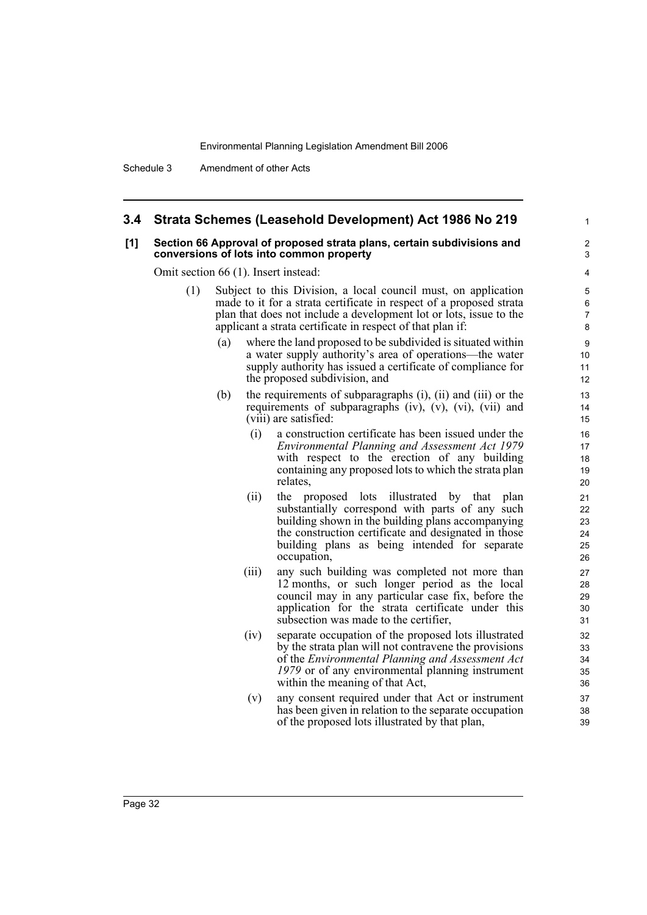## 3.4 Strata Schemes (Leasehold Development) Act 1986 No 219

### [1] Section 66 Approval of proposed strata plans, certain subdivisions and conversions of lots into common property

Omit section 66 (1). Insert instead:

(1) Subject to this Division, a local council must, on application made to it for a strata certificate in respect of a proposed strata plan that does not include a development lot or lots, issue to the applicant a strata certificate in respect of that plan if:

(a) where the land proposed to be subdivided is situated within a water supply authority's area of operations—the water supply authority has issued a certificate of compliance for the proposed subdivision, and

(b) the requirements of subparagraphs (i), (ii) and (iii) or the requirements of subparagraphs (iv), (v), (vi), (vii) and (viii) are satisfied:

(i) a construction certificate has been issued under the *Environmental Planning and Assessment Act 1979* with respect to the erection of any building containing any proposed lots to which the strata plan relates,

(ii) the proposed lots illustrated by that plan substantially correspond with parts of any such building shown in the building plans accompanying the construction certificate and designated in those building plans as being intended for separate occupation,

(iii) any such building was completed not more than 12 months, or such longer period as the local council may in any particular case fix, before the application for the strata certificate under this subsection was made to the certifier,

(iv) separate occupation of the proposed lots illustrated by the strata plan will not contravene the provisions of the *Environmental Planning and Assessment Act 1979* or of any environmental planning instrument within the meaning of that Act,

(v) any consent required under that Act or instrument has been given in relation to the separate occupation of the proposed lots illustrated by that plan,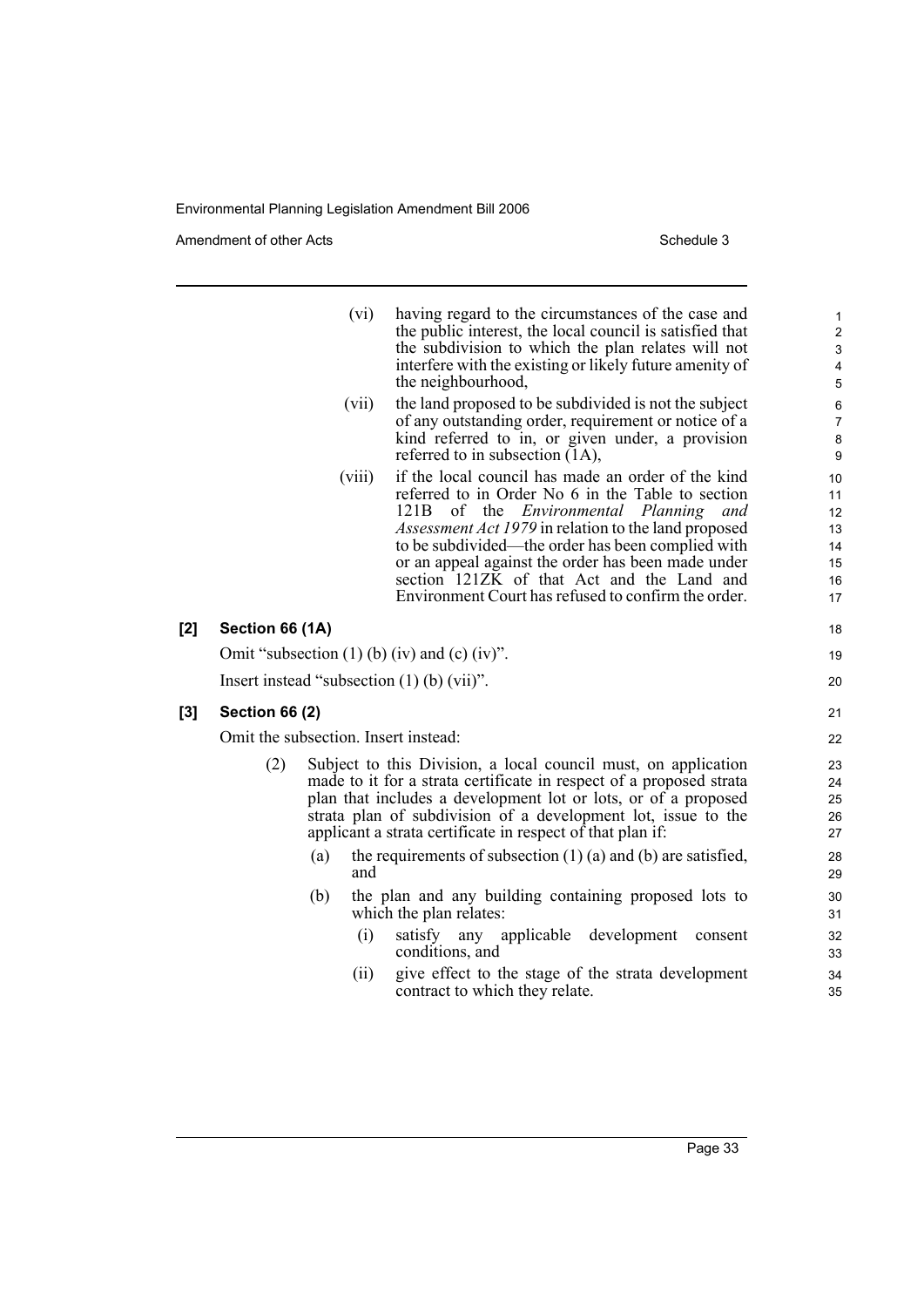(vi) having regard to the circumstances of the case and the public interest, the local council is satisfied that the subdivision to which the plan relates will not interfere with the existing or likely future amenity of the neighbourhood,

(vii) the land proposed to be subdivided is not the subject of any outstanding order, requirement or notice of a kind referred to in, or given under, a provision referred to in subsection (1A),

(viii) if the local council has made an order of the kind referred to in Order No 6 in the Table to section 121B of the *Environmental Planning and Assessment Act 1979* in relation to the land proposed to be subdivided—the order has been complied with or an appeal against the order has been made under section 121ZK of that Act and the Land and Environment Court has refused to confirm the order.

**[2] Section 66 (1A)**

Omit "subsection (1) (b) (iv) and (c) (iv)".

Insert instead "subsection (1) (b) (vii)".

**[3] Section 66 (2)**

Omit the subsection. Insert instead:

(2) Subject to this Division, a local council must, on application made to it for a strata certificate in respect of a proposed strata plan that includes a development lot or lots, or of a proposed strata plan of subdivision of a development lot, issue to the applicant a strata certificate in respect of that plan if:

(a) the requirements of subsection (1) (a) and (b) are satisfied, and

(b) the plan and any building containing proposed lots to which the plan relates:

(i) satisfy any applicable development consent conditions, and

(ii) give effect to the stage of the strata development contract to which they relate.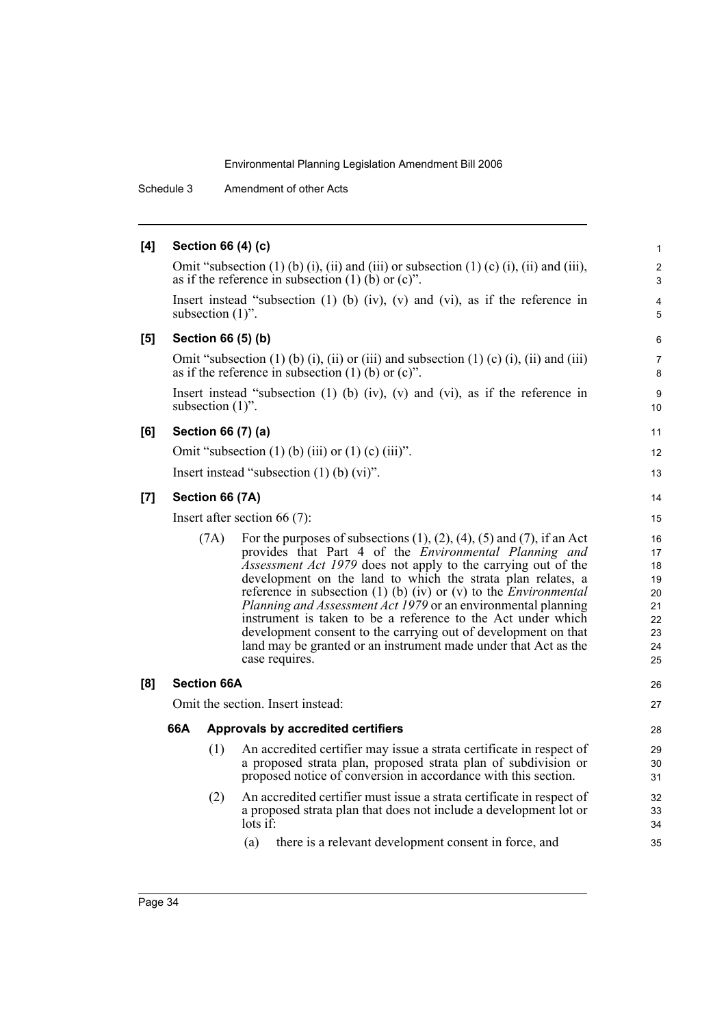**[4] Section 66 (4) (c)**

Omit "subsection (1) (b) (i), (ii) and (iii) or subsection (1) (c) (i), (ii) and (iii), as if the reference in subsection (1) (b) or (c)".

Insert instead "subsection (1) (b) (iv), (v) and (vi), as if the reference in subsection (1)".

**[5] Section 66 (5) (b)**

Omit "subsection (1) (b) (i), (ii) or (iii) and subsection (1) (c) (i), (ii) and (iii) as if the reference in subsection (1) (b) or (c)".

Insert instead "subsection (1) (b) (iv), (v) and (vi), as if the reference in subsection (1)".

**[6] Section 66 (7) (a)**

Omit "subsection (1) (b) (iii) or (1) (c) (iii)".

Insert instead "subsection (1) (b) (vi)".

**[7] Section 66 (7A)**

Insert after section 66 (7):

(7A) For the purposes of subsections (1), (2), (4), (5) and (7), if an Act provides that Part 4 of the *Environmental Planning and Assessment Act 1979* does not apply to the carrying out of the development on the land to which the strata plan relates, a reference in subsection (1) (b) (iv) or (v) to the *Environmental Planning and Assessment Act 1979* or an environmental planning instrument is taken to be a reference to the Act under which development consent to the carrying out of development on that land may be granted or an instrument made under that Act as the case requires.

**[8] Section 66A**

Omit the section. Insert instead:

**66A Approvals by accredited certifiers**

(1) An accredited certifier may issue a strata certificate in respect of a proposed strata plan, proposed strata plan of subdivision or proposed notice of conversion in accordance with this section.

(2) An accredited certifier must issue a strata certificate in respect of a proposed strata plan that does not include a development lot or lots if:

(a) there is a relevant development consent in force, and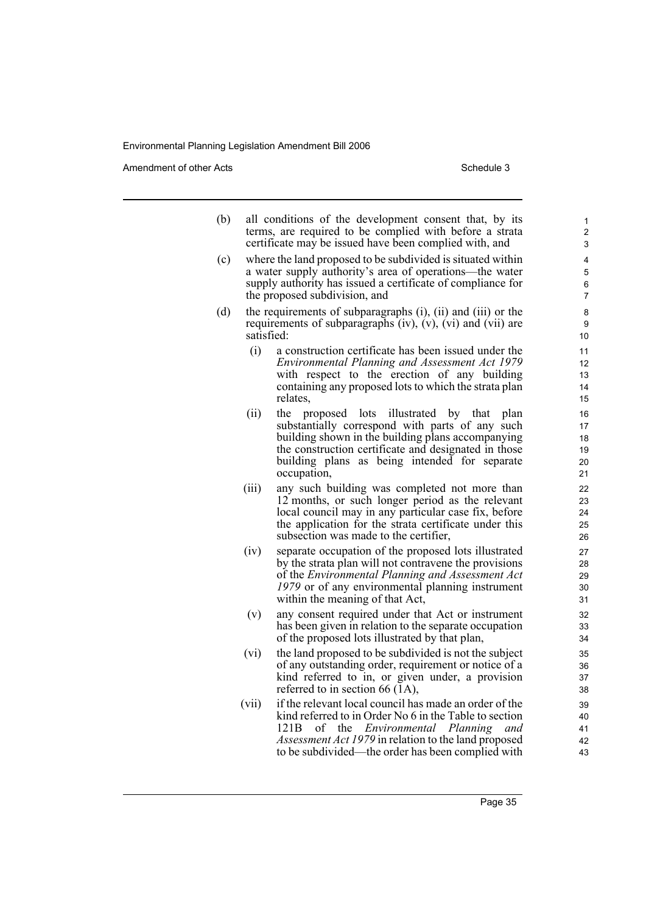(b) all conditions of the development consent that, by its terms, are required to be complied with before a strata certificate may be issued have been complied with, and

(c) where the land proposed to be subdivided is situated within a water supply authority's area of operations—the water supply authority has issued a certificate of compliance for the proposed subdivision, and

(d) the requirements of subparagraphs (i), (ii) and (iii) or the requirements of subparagraphs (iv), (v), (vi) and (vii) are satisfied:

   (i) a construction certificate has been issued under the *Environmental Planning and Assessment Act 1979* with respect to the erection of any building containing any proposed lots to which the strata plan relates,

   (ii) the proposed lots illustrated by that plan substantially correspond with parts of any such building shown in the building plans accompanying the construction certificate and designated in those building plans as being intended for separate occupation,

   (iii) any such building was completed not more than 12 months, or such longer period as the relevant local council may in any particular case fix, before the application for the strata certificate under this subsection was made to the certifier,

   (iv) separate occupation of the proposed lots illustrated by the strata plan will not contravene the provisions of the *Environmental Planning and Assessment Act 1979* or of any environmental planning instrument within the meaning of that Act,

   (v) any consent required under that Act or instrument has been given in relation to the separate occupation of the proposed lots illustrated by that plan,

   (vi) the land proposed to be subdivided is not the subject of any outstanding order, requirement or notice of a kind referred to in, or given under, a provision referred to in section 66 (1A),

   (vii) if the relevant local council has made an order of the kind referred to in Order No 6 in the Table to section 121B of the *Environmental Planning and Assessment Act 1979* in relation to the land proposed to be subdivided—the order has been complied with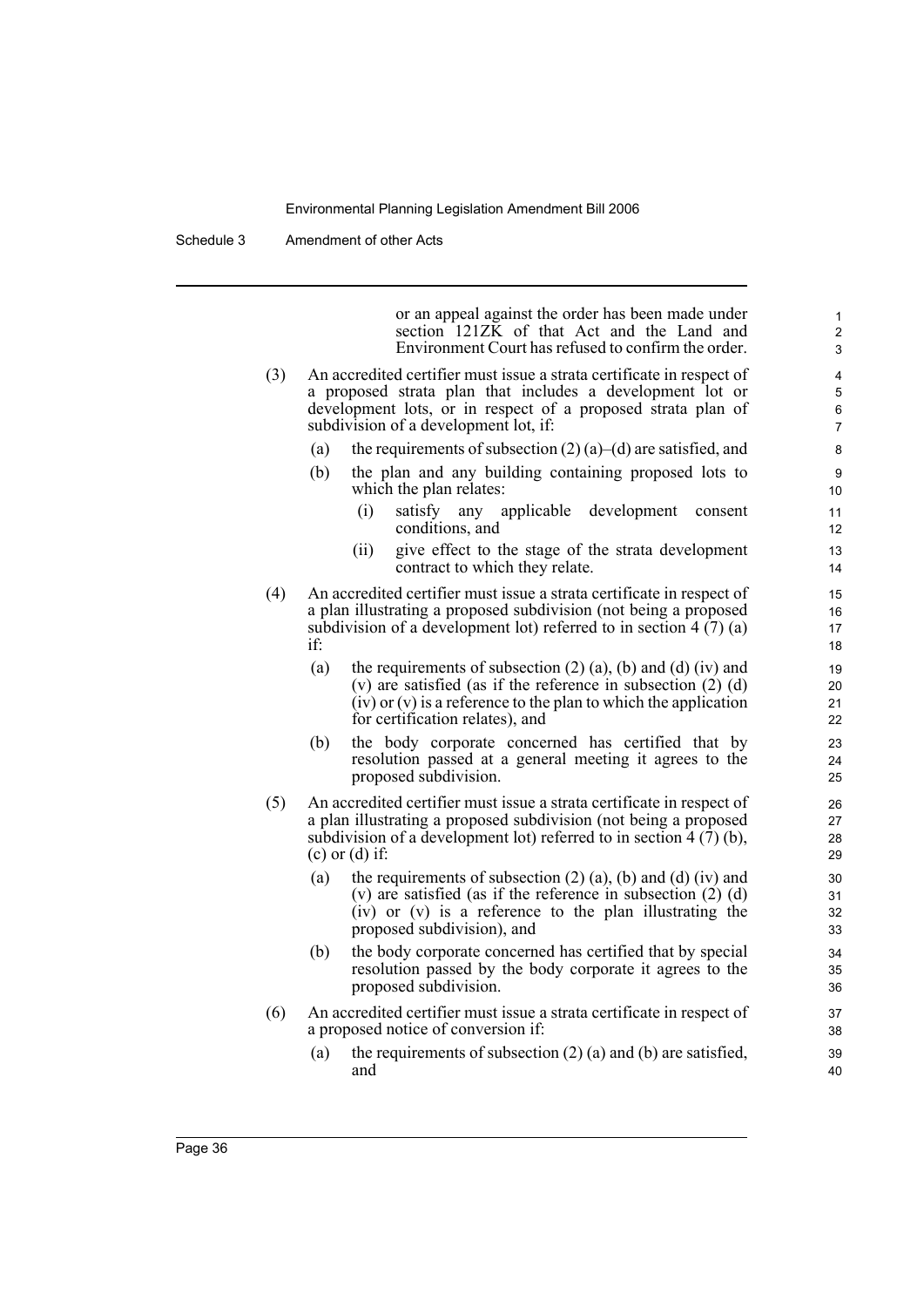or an appeal against the order has been made under section 121ZK of that Act and the Land and Environment Court has refused to confirm the order.

(3) An accredited certifier must issue a strata certificate in respect of a proposed strata plan that includes a development lot or development lots, or in respect of a proposed strata plan of subdivision of a development lot, if:

(a) the requirements of subsection (2) (a)–(d) are satisfied, and

(b) the plan and any building containing proposed lots to which the plan relates:

(i) satisfy any applicable development consent conditions, and

(ii) give effect to the stage of the strata development contract to which they relate.

(4) An accredited certifier must issue a strata certificate in respect of a plan illustrating a proposed subdivision (not being a proposed subdivision of a development lot) referred to in section 4 (7) (a) if:

(a) the requirements of subsection (2) (a), (b) and (d) (iv) and (v) are satisfied (as if the reference in subsection (2) (d) (iv) or (v) is a reference to the plan to which the application for certification relates), and

(b) the body corporate concerned has certified that by resolution passed at a general meeting it agrees to the proposed subdivision.

(5) An accredited certifier must issue a strata certificate in respect of a plan illustrating a proposed subdivision (not being a proposed subdivision of a development lot) referred to in section 4 (7) (b), (c) or (d) if:

(a) the requirements of subsection (2) (a), (b) and (d) (iv) and (v) are satisfied (as if the reference in subsection (2) (d) (iv) or (v) is a reference to the plan illustrating the proposed subdivision), and

(b) the body corporate concerned has certified that by special resolution passed by the body corporate it agrees to the proposed subdivision.

(6) An accredited certifier must issue a strata certificate in respect of a proposed notice of conversion if:

(a) the requirements of subsection (2) (a) and (b) are satisfied, and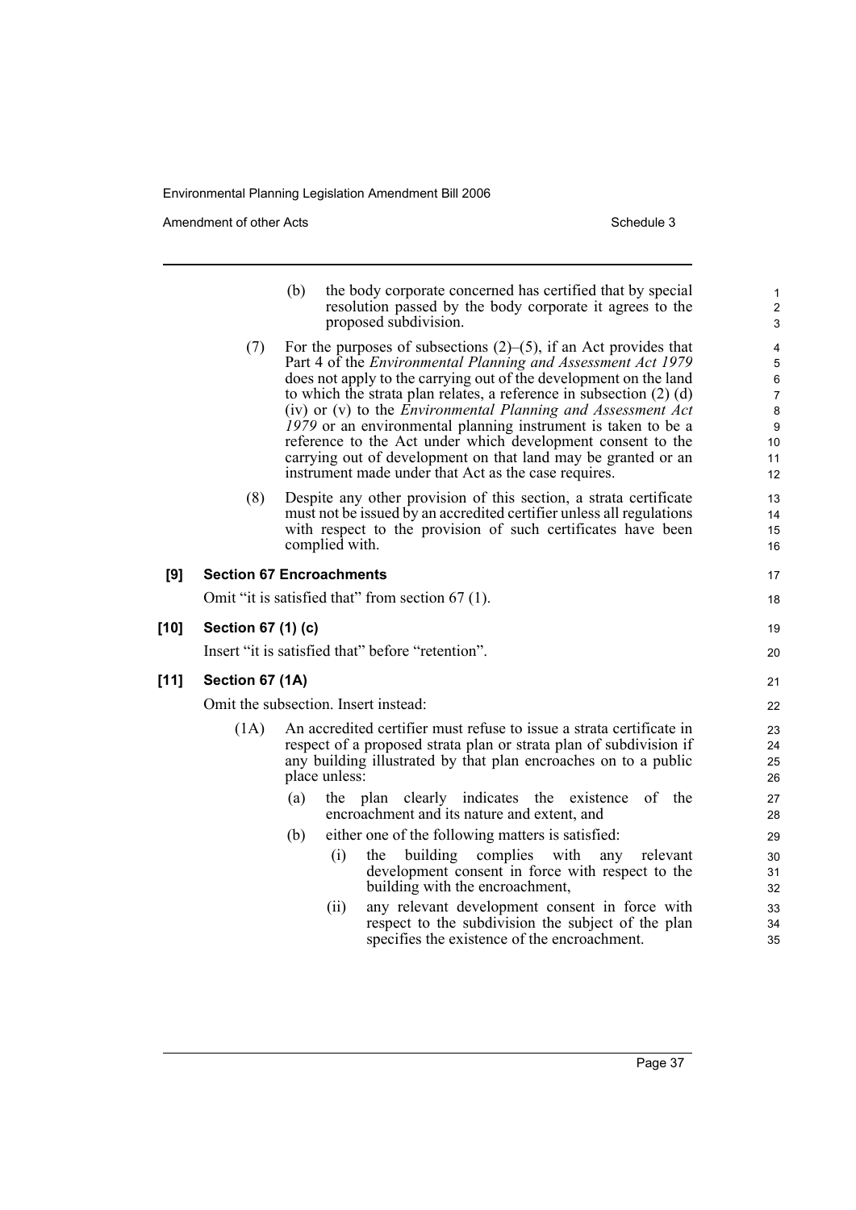(b) the body corporate concerned has certified that by special resolution passed by the body corporate it agrees to the proposed subdivision.

(7) For the purposes of subsections (2)–(5), if an Act provides that Part 4 of the *Environmental Planning and Assessment Act 1979* does not apply to the carrying out of the development on the land to which the strata plan relates, a reference in subsection (2) (d) (iv) or (v) to the *Environmental Planning and Assessment Act 1979* or an environmental planning instrument is taken to be a reference to the Act under which development consent to the carrying out of development on that land may be granted or an instrument made under that Act as the case requires.

(8) Despite any other provision of this section, a strata certificate must not be issued by an accredited certifier unless all regulations with respect to the provision of such certificates have been complied with.

**[9] Section 67 Encroachments**

Omit "it is satisfied that" from section 67 (1).

**[10] Section 67 (1) (c)**

Insert "it is satisfied that" before "retention".

**[11] Section 67 (1A)**

Omit the subsection. Insert instead:

(1A) An accredited certifier must refuse to issue a strata certificate in respect of a proposed strata plan or strata plan of subdivision if any building illustrated by that plan encroaches on to a public place unless:

(a) the plan clearly indicates the existence of the encroachment and its nature and extent, and

(b) either one of the following matters is satisfied:

(i) the building complies with any relevant development consent in force with respect to the building with the encroachment,

(ii) any relevant development consent in force with respect to the subdivision the subject of the plan specifies the existence of the encroachment.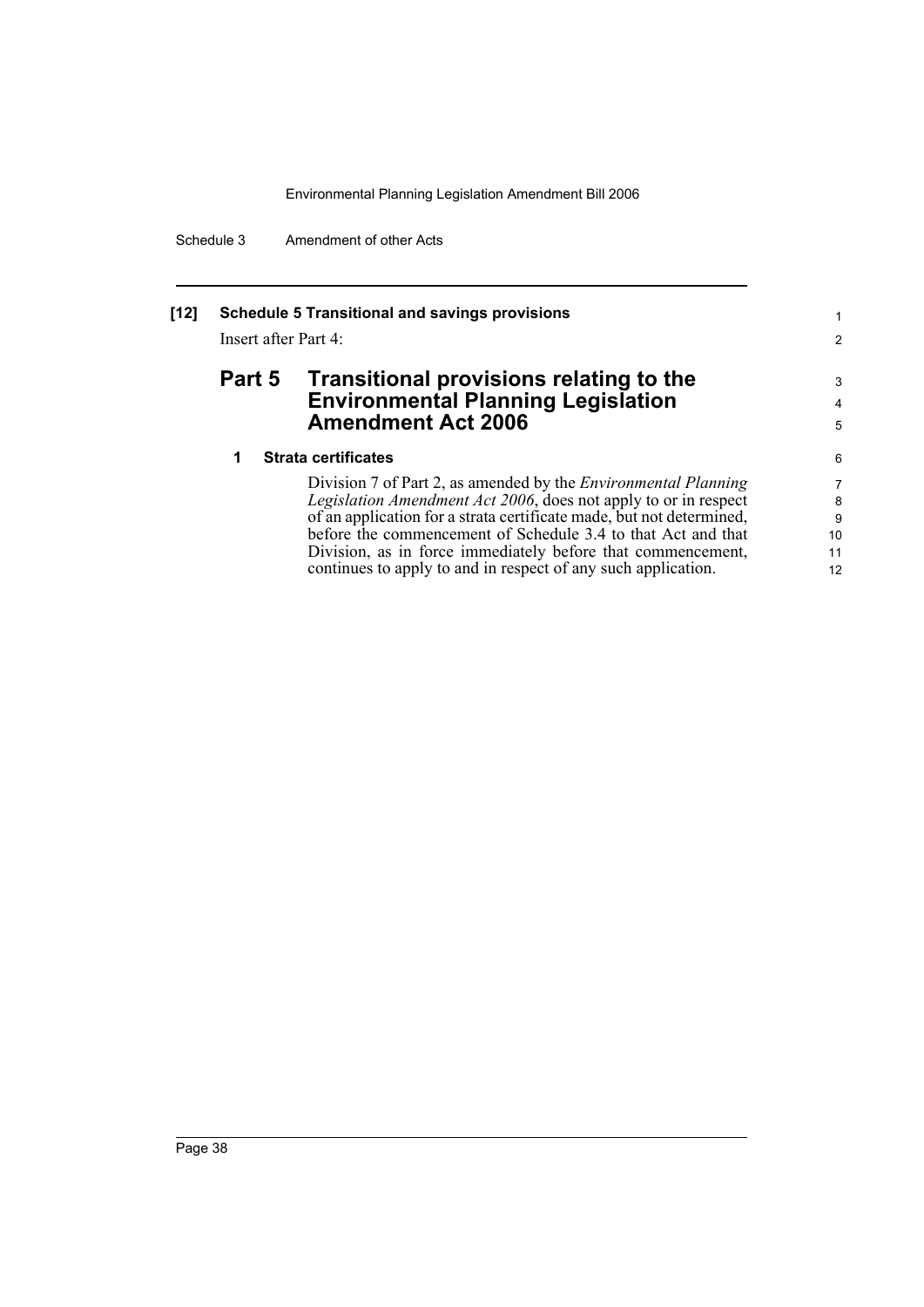**[12] Schedule 5 Transitional and savings provisions**

Insert after Part 4:

# Part 5 Transitional provisions relating to the Environmental Planning Legislation Amendment Act 2006

### 1 Strata certificates

Division 7 of Part 2, as amended by the *Environmental Planning Legislation Amendment Act 2006*, does not apply to or in respect of an application for a strata certificate made, but not determined, before the commencement of Schedule 3.4 to that Act and that Division, as in force immediately before that commencement, continues to apply to and in respect of any such application.